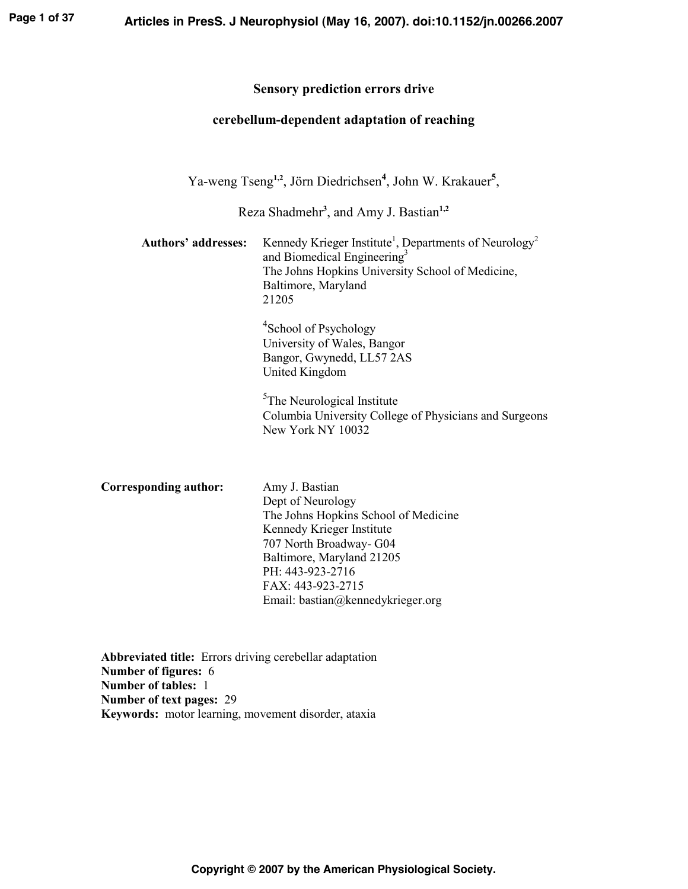# Sensory prediction errors drive cerebellum-dependent adaptation of reaching

Ya-weng Tseng[1,2], Jörn Diedrichsen[4], John W. Krakauer[5], Reza Shadmehr[3], and Amy J. Bastian[1,2]

**Authors' addresses:**

Kennedy Krieger Institute[1], Departments of Neurology[2] and Biomedical Engineering[3]
The Johns Hopkins University School of Medicine,
Baltimore, Maryland
21205

[4]School of Psychology
University of Wales, Bangor
Bangor, Gwynedd, LL57 2AS
United Kingdom

[5]The Neurological Institute
Columbia University College of Physicians and Surgeons
New York NY 10032

**Corresponding author:**

Amy J. Bastian
Dept of Neurology
The Johns Hopkins School of Medicine
Kennedy Krieger Institute
707 North Broadway- G04
Baltimore, Maryland 21205
PH: 443-923-2716
FAX: 443-923-2715
Email: bastian@kennedykrieger.org

**Abbreviated title:** Errors driving cerebellar adaptation
**Number of figures:** 6
**Number of tables:** 1
**Number of text pages:** 29
**Keywords:** motor learning, movement disorder, ataxia

Copyright © 2007 by the American Physiological Society.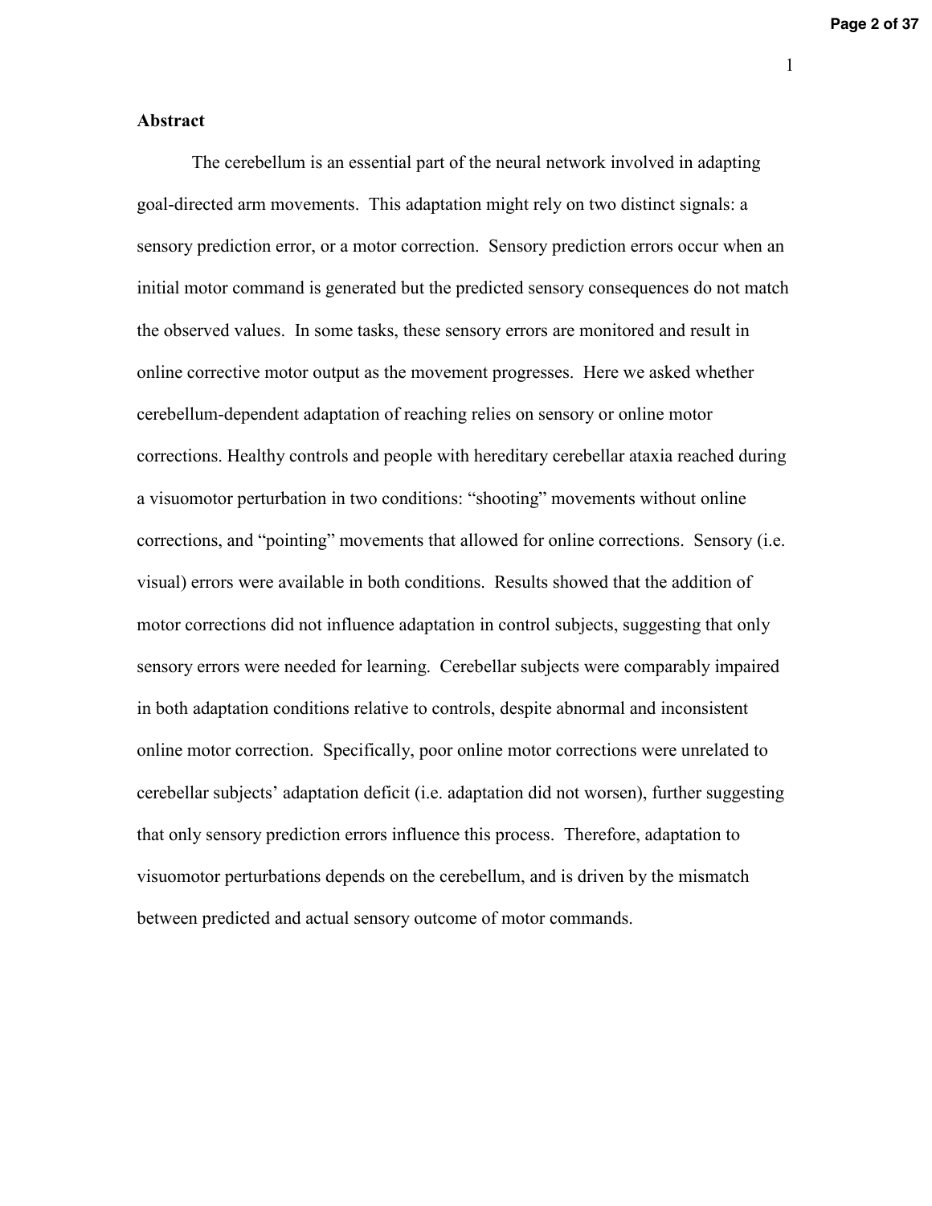## Abstract

The cerebellum is an essential part of the neural network involved in adapting goal-directed arm movements. This adaptation might rely on two distinct signals: a sensory prediction error, or a motor correction. Sensory prediction errors occur when an initial motor command is generated but the predicted sensory consequences do not match the observed values. In some tasks, these sensory errors are monitored and result in online corrective motor output as the movement progresses. Here we asked whether cerebellum-dependent adaptation of reaching relies on sensory or online motor corrections. Healthy controls and people with hereditary cerebellar ataxia reached during a visuomotor perturbation in two conditions: "shooting" movements without online corrections, and "pointing" movements that allowed for online corrections. Sensory (i.e. visual) errors were available in both conditions. Results showed that the addition of motor corrections did not influence adaptation in control subjects, suggesting that only sensory errors were needed for learning. Cerebellar subjects were comparably impaired in both adaptation conditions relative to controls, despite abnormal and inconsistent online motor correction. Specifically, poor online motor corrections were unrelated to cerebellar subjects' adaptation deficit (i.e. adaptation did not worsen), further suggesting that only sensory prediction errors influence this process. Therefore, adaptation to visuomotor perturbations depends on the cerebellum, and is driven by the mismatch between predicted and actual sensory outcome of motor commands.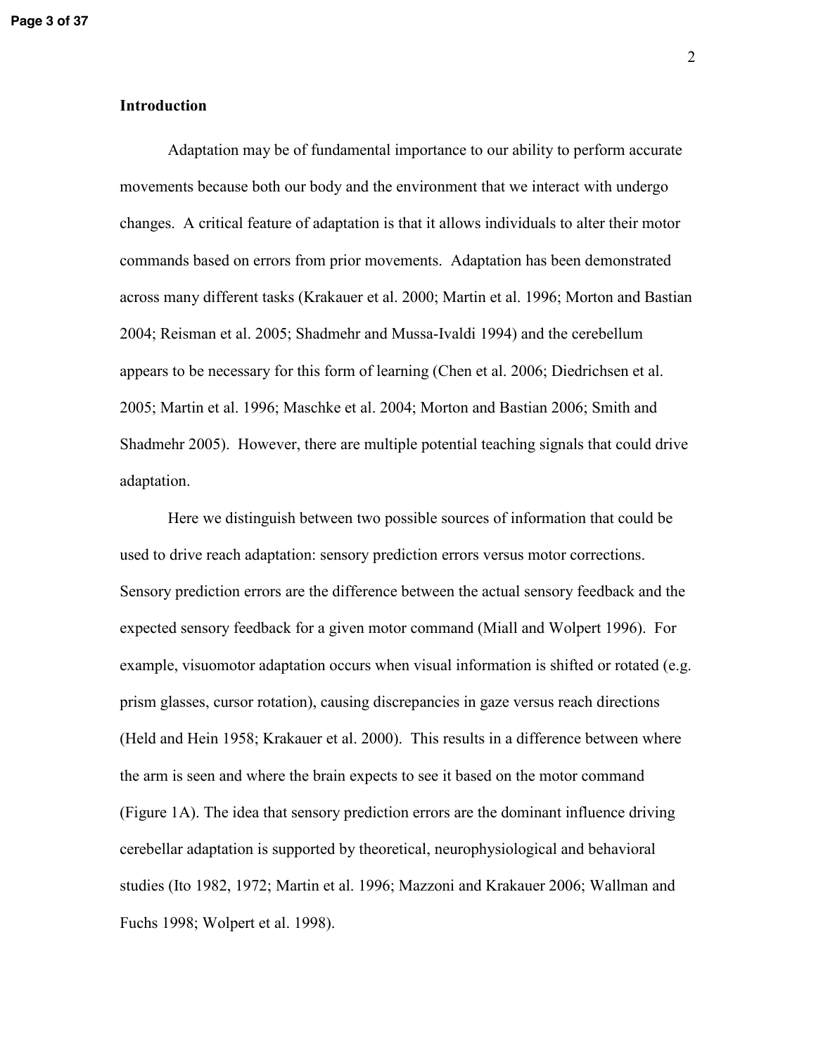## Introduction

Adaptation may be of fundamental importance to our ability to perform accurate movements because both our body and the environment that we interact with undergo changes. A critical feature of adaptation is that it allows individuals to alter their motor commands based on errors from prior movements. Adaptation has been demonstrated across many different tasks (Krakauer et al. 2000; Martin et al. 1996; Morton and Bastian 2004; Reisman et al. 2005; Shadmehr and Mussa-Ivaldi 1994) and the cerebellum appears to be necessary for this form of learning (Chen et al. 2006; Diedrichsen et al. 2005; Martin et al. 1996; Maschke et al. 2004; Morton and Bastian 2006; Smith and Shadmehr 2005). However, there are multiple potential teaching signals that could drive adaptation.

Here we distinguish between two possible sources of information that could be used to drive reach adaptation: sensory prediction errors versus motor corrections. Sensory prediction errors are the difference between the actual sensory feedback and the expected sensory feedback for a given motor command (Miall and Wolpert 1996). For example, visuomotor adaptation occurs when visual information is shifted or rotated (e.g. prism glasses, cursor rotation), causing discrepancies in gaze versus reach directions (Held and Hein 1958; Krakauer et al. 2000). This results in a difference between where the arm is seen and where the brain expects to see it based on the motor command (Figure 1A). The idea that sensory prediction errors are the dominant influence driving cerebellar adaptation is supported by theoretical, neurophysiological and behavioral studies (Ito 1982, 1972; Martin et al. 1996; Mazzoni and Krakauer 2006; Wallman and Fuchs 1998; Wolpert et al. 1998).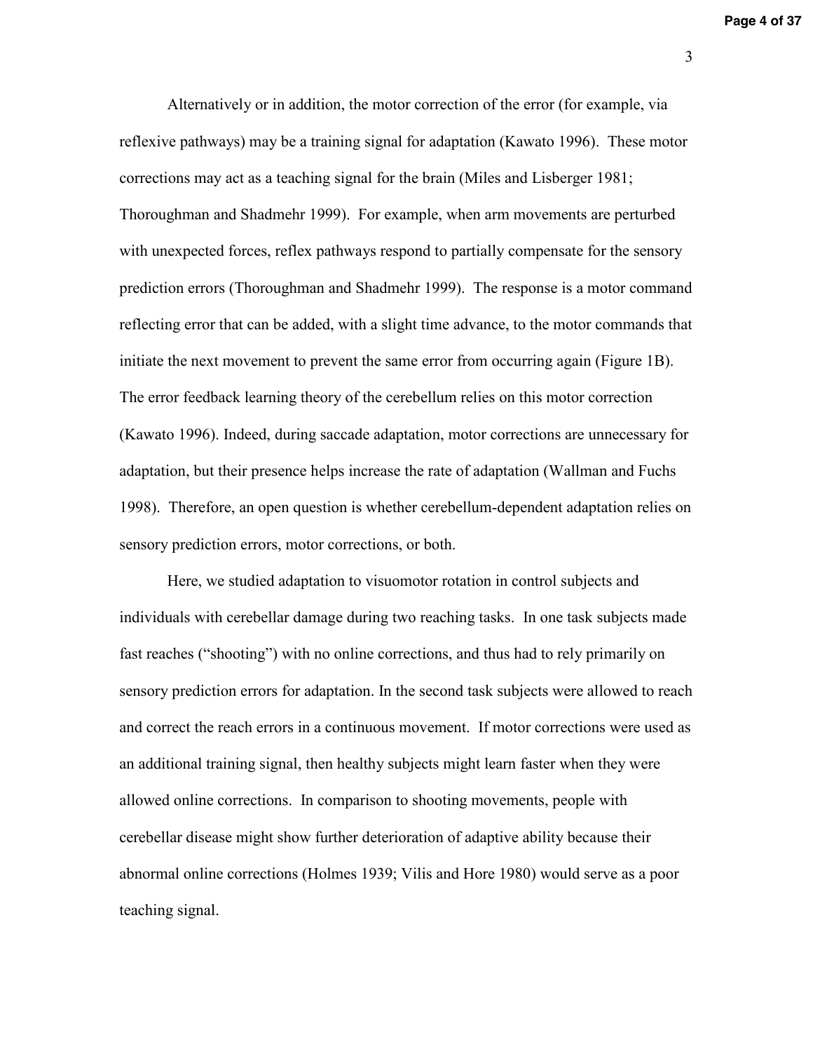Alternatively or in addition, the motor correction of the error (for example, via reflexive pathways) may be a training signal for adaptation (Kawato 1996). These motor corrections may act as a teaching signal for the brain (Miles and Lisberger 1981; Thoroughman and Shadmehr 1999). For example, when arm movements are perturbed with unexpected forces, reflex pathways respond to partially compensate for the sensory prediction errors (Thoroughman and Shadmehr 1999). The response is a motor command reflecting error that can be added, with a slight time advance, to the motor commands that initiate the next movement to prevent the same error from occurring again (Figure 1B). The error feedback learning theory of the cerebellum relies on this motor correction (Kawato 1996). Indeed, during saccade adaptation, motor corrections are unnecessary for adaptation, but their presence helps increase the rate of adaptation (Wallman and Fuchs 1998). Therefore, an open question is whether cerebellum-dependent adaptation relies on sensory prediction errors, motor corrections, or both.

Here, we studied adaptation to visuomotor rotation in control subjects and individuals with cerebellar damage during two reaching tasks. In one task subjects made fast reaches ("shooting") with no online corrections, and thus had to rely primarily on sensory prediction errors for adaptation. In the second task subjects were allowed to reach and correct the reach errors in a continuous movement. If motor corrections were used as an additional training signal, then healthy subjects might learn faster when they were allowed online corrections. In comparison to shooting movements, people with cerebellar disease might show further deterioration of adaptive ability because their abnormal online corrections (Holmes 1939; Vilis and Hore 1980) would serve as a poor teaching signal.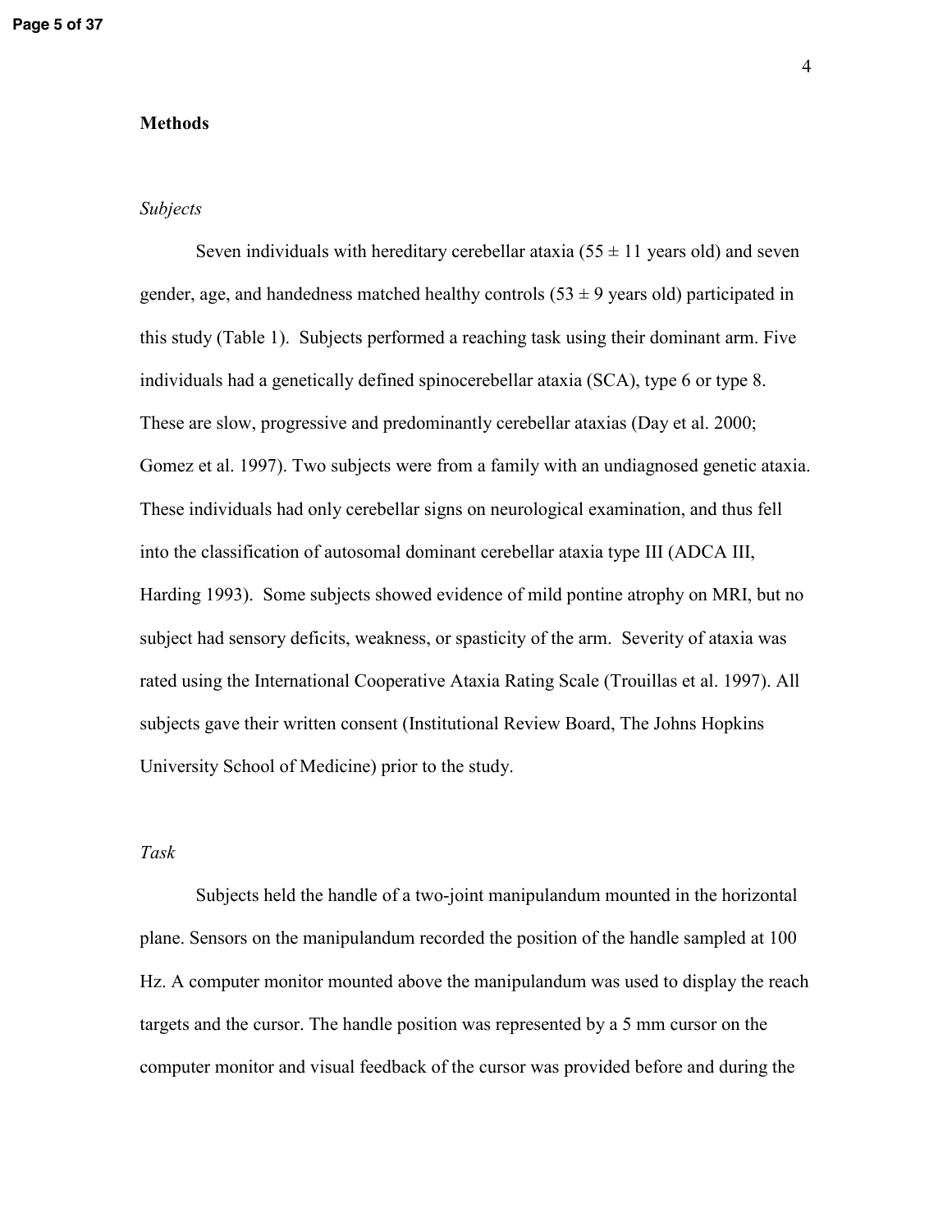## Methods

### *Subjects*

Seven individuals with hereditary cerebellar ataxia (55 ± 11 years old) and seven gender, age, and handedness matched healthy controls (53 ± 9 years old) participated in this study (Table 1). Subjects performed a reaching task using their dominant arm. Five individuals had a genetically defined spinocerebellar ataxia (SCA), type 6 or type 8. These are slow, progressive and predominantly cerebellar ataxias (Day et al. 2000; Gomez et al. 1997). Two subjects were from a family with an undiagnosed genetic ataxia. These individuals had only cerebellar signs on neurological examination, and thus fell into the classification of autosomal dominant cerebellar ataxia type III (ADCA III, Harding 1993). Some subjects showed evidence of mild pontine atrophy on MRI, but no subject had sensory deficits, weakness, or spasticity of the arm. Severity of ataxia was rated using the International Cooperative Ataxia Rating Scale (Trouillas et al. 1997). All subjects gave their written consent (Institutional Review Board, The Johns Hopkins University School of Medicine) prior to the study.

### *Task*

Subjects held the handle of a two-joint manipulandum mounted in the horizontal plane. Sensors on the manipulandum recorded the position of the handle sampled at 100 Hz. A computer monitor mounted above the manipulandum was used to display the reach targets and the cursor. The handle position was represented by a 5 mm cursor on the computer monitor and visual feedback of the cursor was provided before and during the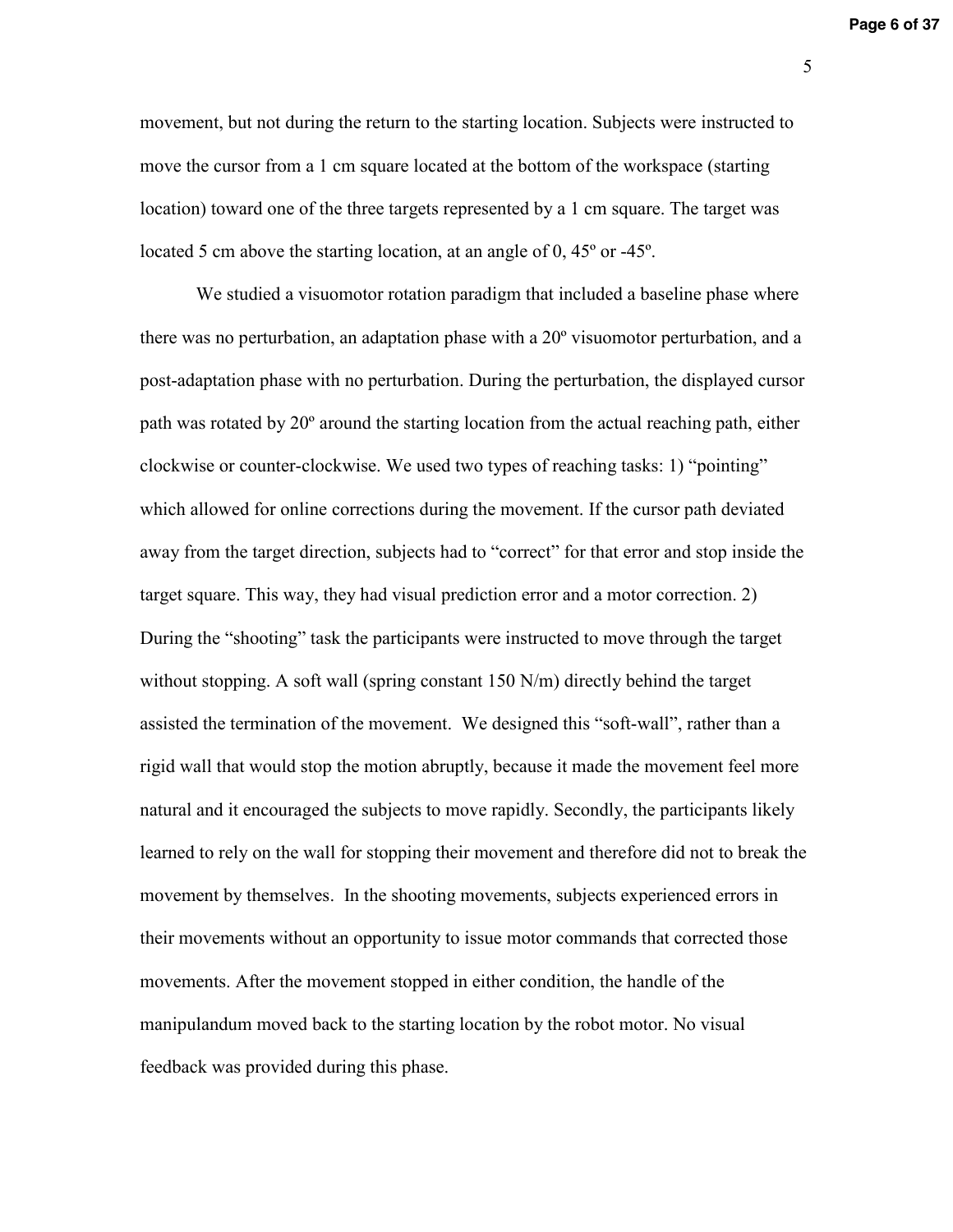movement, but not during the return to the starting location. Subjects were instructed to move the cursor from a 1 cm square located at the bottom of the workspace (starting location) toward one of the three targets represented by a 1 cm square. The target was located 5 cm above the starting location, at an angle of 0, 45º or -45º.

We studied a visuomotor rotation paradigm that included a baseline phase where there was no perturbation, an adaptation phase with a 20º visuomotor perturbation, and a post-adaptation phase with no perturbation. During the perturbation, the displayed cursor path was rotated by 20º around the starting location from the actual reaching path, either clockwise or counter-clockwise. We used two types of reaching tasks: 1) "pointing" which allowed for online corrections during the movement. If the cursor path deviated away from the target direction, subjects had to "correct" for that error and stop inside the target square. This way, they had visual prediction error and a motor correction. 2) During the "shooting" task the participants were instructed to move through the target without stopping. A soft wall (spring constant 150 N/m) directly behind the target assisted the termination of the movement. We designed this "soft-wall", rather than a rigid wall that would stop the motion abruptly, because it made the movement feel more natural and it encouraged the subjects to move rapidly. Secondly, the participants likely learned to rely on the wall for stopping their movement and therefore did not to break the movement by themselves. In the shooting movements, subjects experienced errors in their movements without an opportunity to issue motor commands that corrected those movements. After the movement stopped in either condition, the handle of the manipulandum moved back to the starting location by the robot motor. No visual feedback was provided during this phase.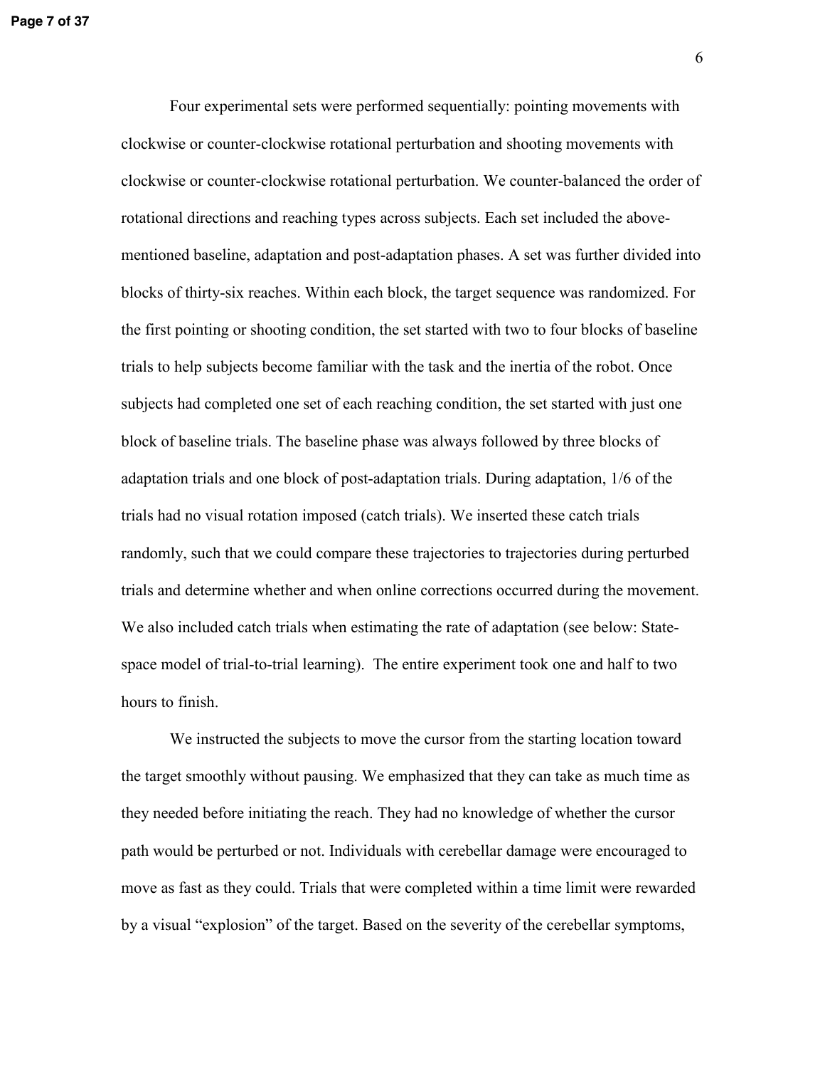Four experimental sets were performed sequentially: pointing movements with clockwise or counter-clockwise rotational perturbation and shooting movements with clockwise or counter-clockwise rotational perturbation. We counter-balanced the order of rotational directions and reaching types across subjects. Each set included the above-mentioned baseline, adaptation and post-adaptation phases. A set was further divided into blocks of thirty-six reaches. Within each block, the target sequence was randomized. For the first pointing or shooting condition, the set started with two to four blocks of baseline trials to help subjects become familiar with the task and the inertia of the robot. Once subjects had completed one set of each reaching condition, the set started with just one block of baseline trials. The baseline phase was always followed by three blocks of adaptation trials and one block of post-adaptation trials. During adaptation, 1/6 of the trials had no visual rotation imposed (catch trials). We inserted these catch trials randomly, such that we could compare these trajectories to trajectories during perturbed trials and determine whether and when online corrections occurred during the movement. We also included catch trials when estimating the rate of adaptation (see below: State-space model of trial-to-trial learning). The entire experiment took one and half to two hours to finish.

We instructed the subjects to move the cursor from the starting location toward the target smoothly without pausing. We emphasized that they can take as much time as they needed before initiating the reach. They had no knowledge of whether the cursor path would be perturbed or not. Individuals with cerebellar damage were encouraged to move as fast as they could. Trials that were completed within a time limit were rewarded by a visual "explosion" of the target. Based on the severity of the cerebellar symptoms,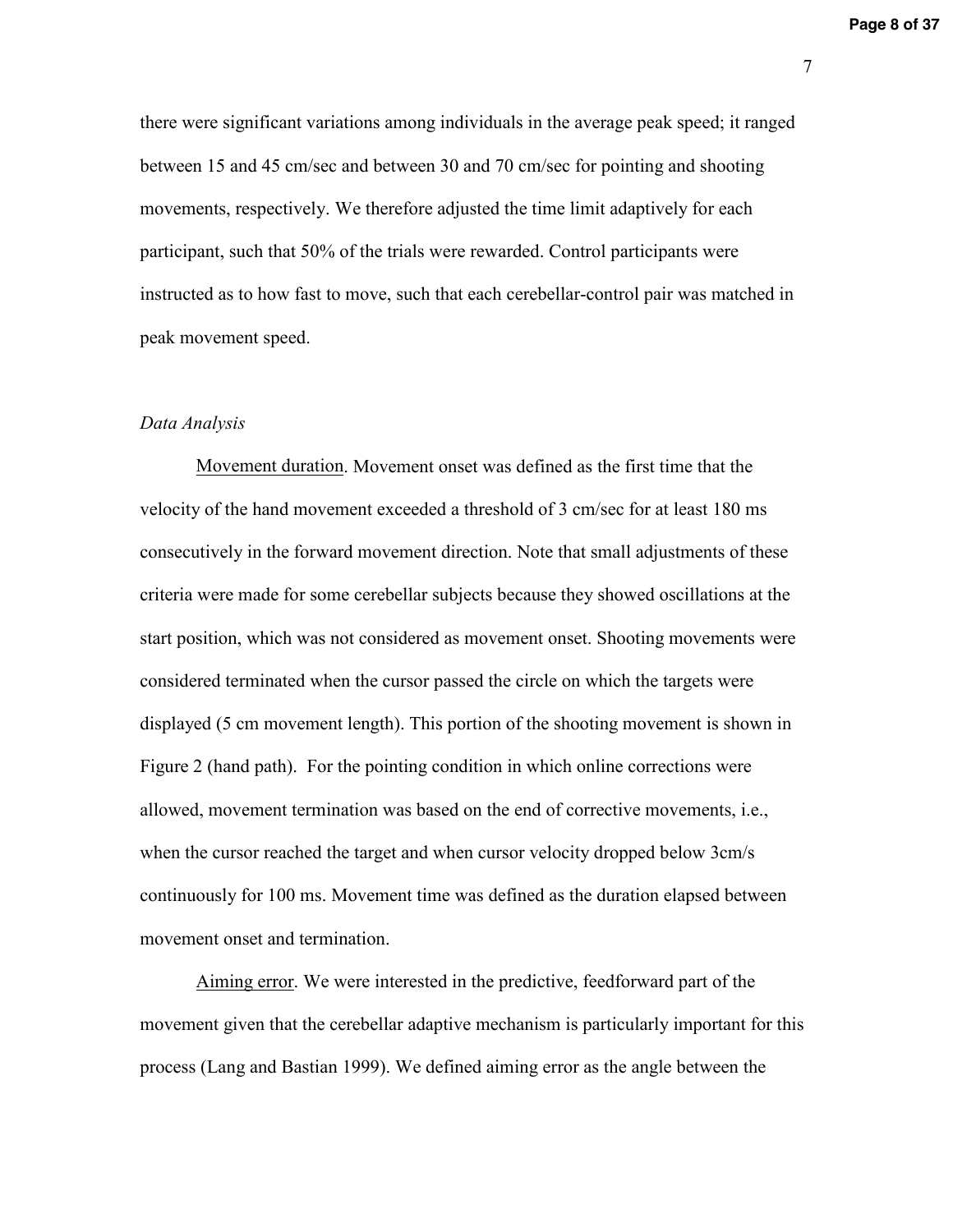there were significant variations among individuals in the average peak speed; it ranged between 15 and 45 cm/sec and between 30 and 70 cm/sec for pointing and shooting movements, respectively. We therefore adjusted the time limit adaptively for each participant, such that 50% of the trials were rewarded. Control participants were instructed as to how fast to move, such that each cerebellar-control pair was matched in peak movement speed.

*Data Analysis*

Movement duration. Movement onset was defined as the first time that the velocity of the hand movement exceeded a threshold of 3 cm/sec for at least 180 ms consecutively in the forward movement direction. Note that small adjustments of these criteria were made for some cerebellar subjects because they showed oscillations at the start position, which was not considered as movement onset. Shooting movements were considered terminated when the cursor passed the circle on which the targets were displayed (5 cm movement length). This portion of the shooting movement is shown in Figure 2 (hand path). For the pointing condition in which online corrections were allowed, movement termination was based on the end of corrective movements, i.e., when the cursor reached the target and when cursor velocity dropped below 3cm/s continuously for 100 ms. Movement time was defined as the duration elapsed between movement onset and termination.

Aiming error. We were interested in the predictive, feedforward part of the movement given that the cerebellar adaptive mechanism is particularly important for this process (Lang and Bastian 1999). We defined aiming error as the angle between the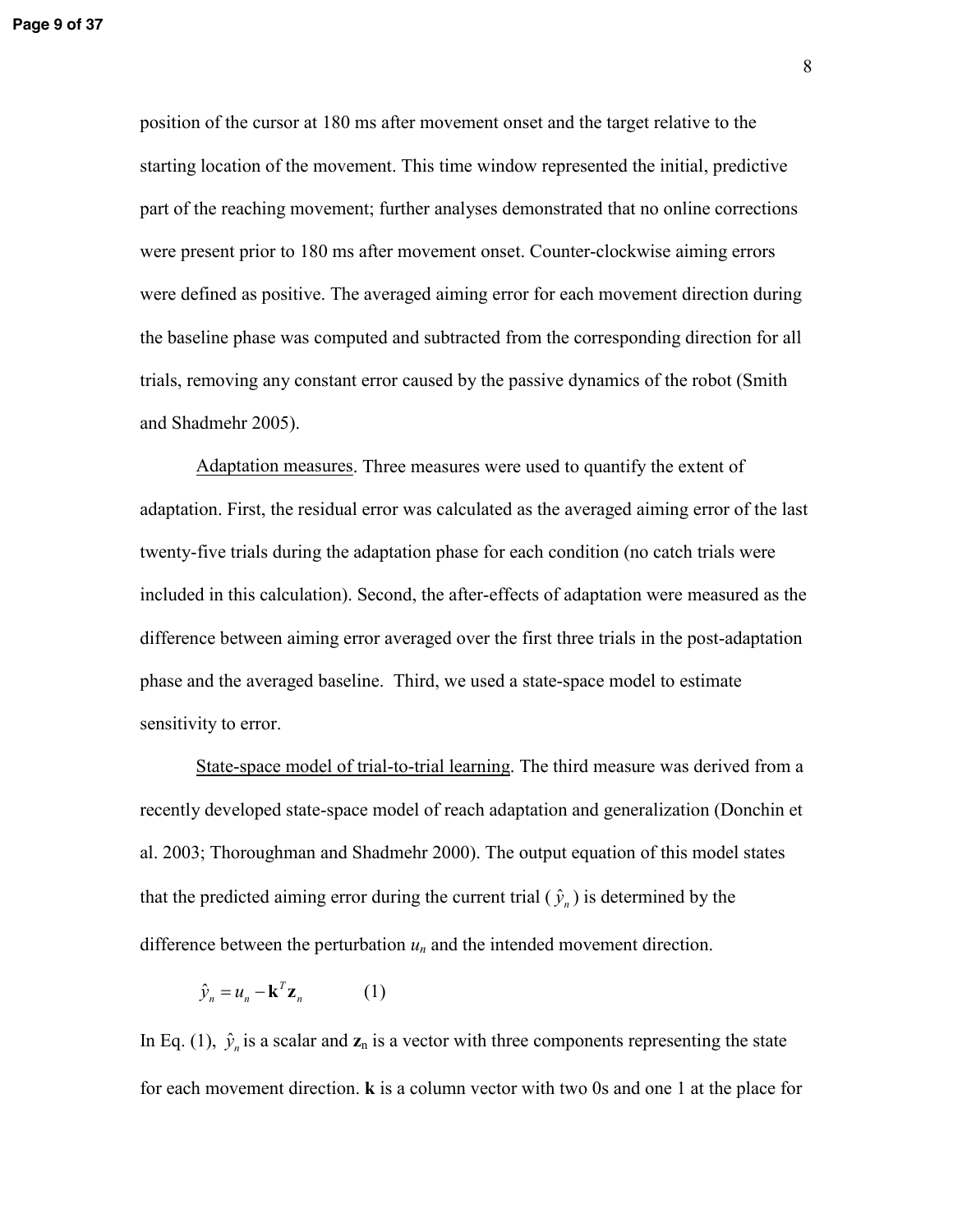position of the cursor at 180 ms after movement onset and the target relative to the starting location of the movement. This time window represented the initial, predictive part of the reaching movement; further analyses demonstrated that no online corrections were present prior to 180 ms after movement onset. Counter-clockwise aiming errors were defined as positive. The averaged aiming error for each movement direction during the baseline phase was computed and subtracted from the corresponding direction for all trials, removing any constant error caused by the passive dynamics of the robot (Smith and Shadmehr 2005).

Adaptation measures. Three measures were used to quantify the extent of adaptation. First, the residual error was calculated as the averaged aiming error of the last twenty-five trials during the adaptation phase for each condition (no catch trials were included in this calculation). Second, the after-effects of adaptation were measured as the difference between aiming error averaged over the first three trials in the post-adaptation phase and the averaged baseline. Third, we used a state-space model to estimate sensitivity to error.

State-space model of trial-to-trial learning. The third measure was derived from a recently developed state-space model of reach adaptation and generalization (Donchin et al. 2003; Thoroughman and Shadmehr 2000). The output equation of this model states that the predicted aiming error during the current trial ($\hat{y}_n$) is determined by the difference between the perturbation $u_n$ and the intended movement direction.

$$\hat{y}_n = u_n - \mathbf{k}^T \mathbf{z}_n \qquad (1)$$

In Eq. (1), $\hat{y}_n$ is a scalar and $\mathbf{z}_n$ is a vector with three components representing the state for each movement direction. $\mathbf{k}$ is a column vector with two 0s and one 1 at the place for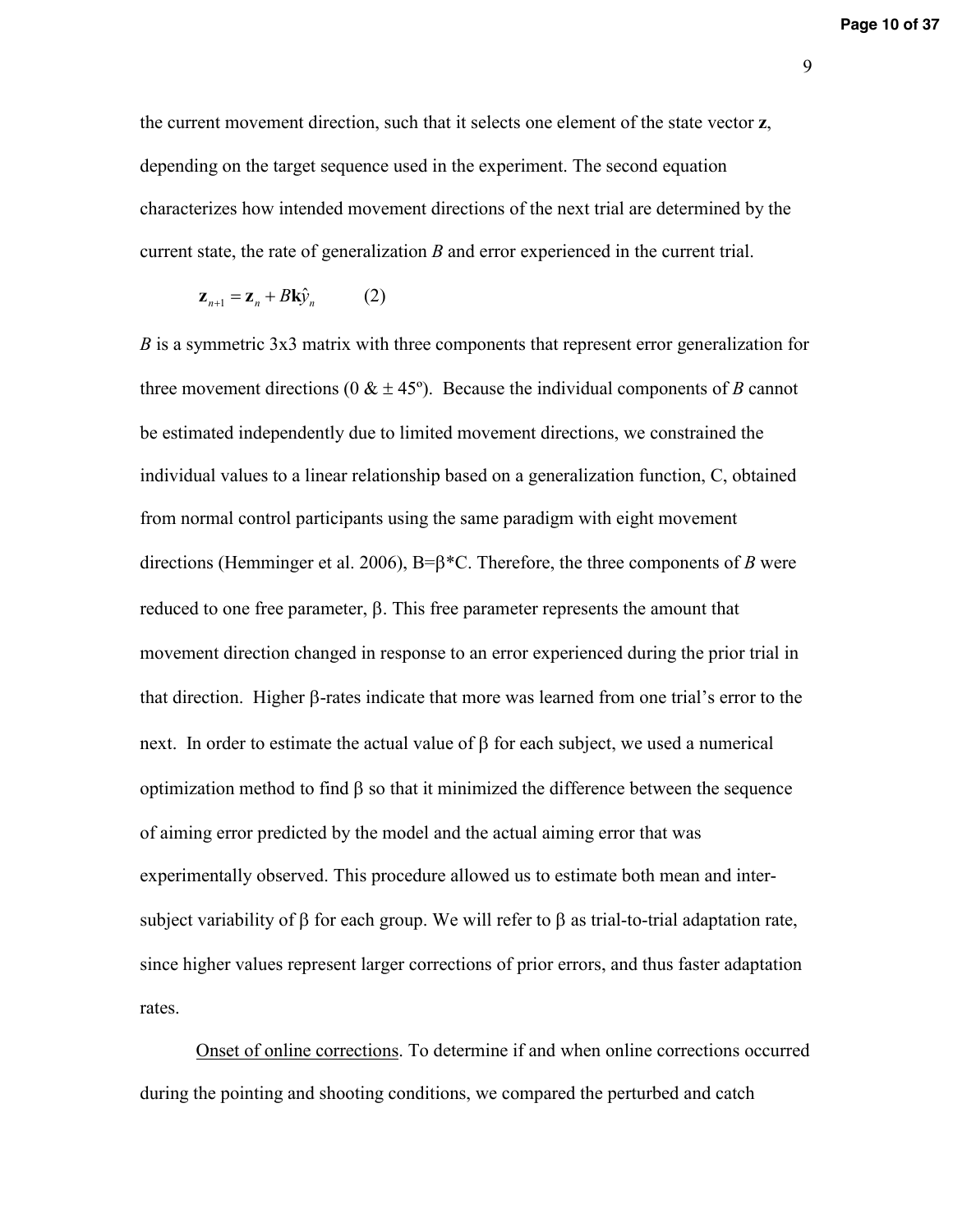the current movement direction, such that it selects one element of the state vector **z**, depending on the target sequence used in the experiment. The second equation characterizes how intended movement directions of the next trial are determined by the current state, the rate of generalization *B* and error experienced in the current trial.

$$\mathbf{z}_{n+1} = \mathbf{z}_n + B\mathbf{k}\hat{y}_n \qquad (2)$$

*B* is a symmetric 3x3 matrix with three components that represent error generalization for three movement directions (0 & ± 45º). Because the individual components of *B* cannot be estimated independently due to limited movement directions, we constrained the individual values to a linear relationship based on a generalization function, C, obtained from normal control participants using the same paradigm with eight movement directions (Hemminger et al. 2006), B=β*C. Therefore, the three components of *B* were reduced to one free parameter, β. This free parameter represents the amount that movement direction changed in response to an error experienced during the prior trial in that direction. Higher β-rates indicate that more was learned from one trial's error to the next. In order to estimate the actual value of β for each subject, we used a numerical optimization method to find β so that it minimized the difference between the sequence of aiming error predicted by the model and the actual aiming error that was experimentally observed. This procedure allowed us to estimate both mean and inter-subject variability of β for each group. We will refer to β as trial-to-trial adaptation rate, since higher values represent larger corrections of prior errors, and thus faster adaptation rates.

Onset of online corrections. To determine if and when online corrections occurred during the pointing and shooting conditions, we compared the perturbed and catch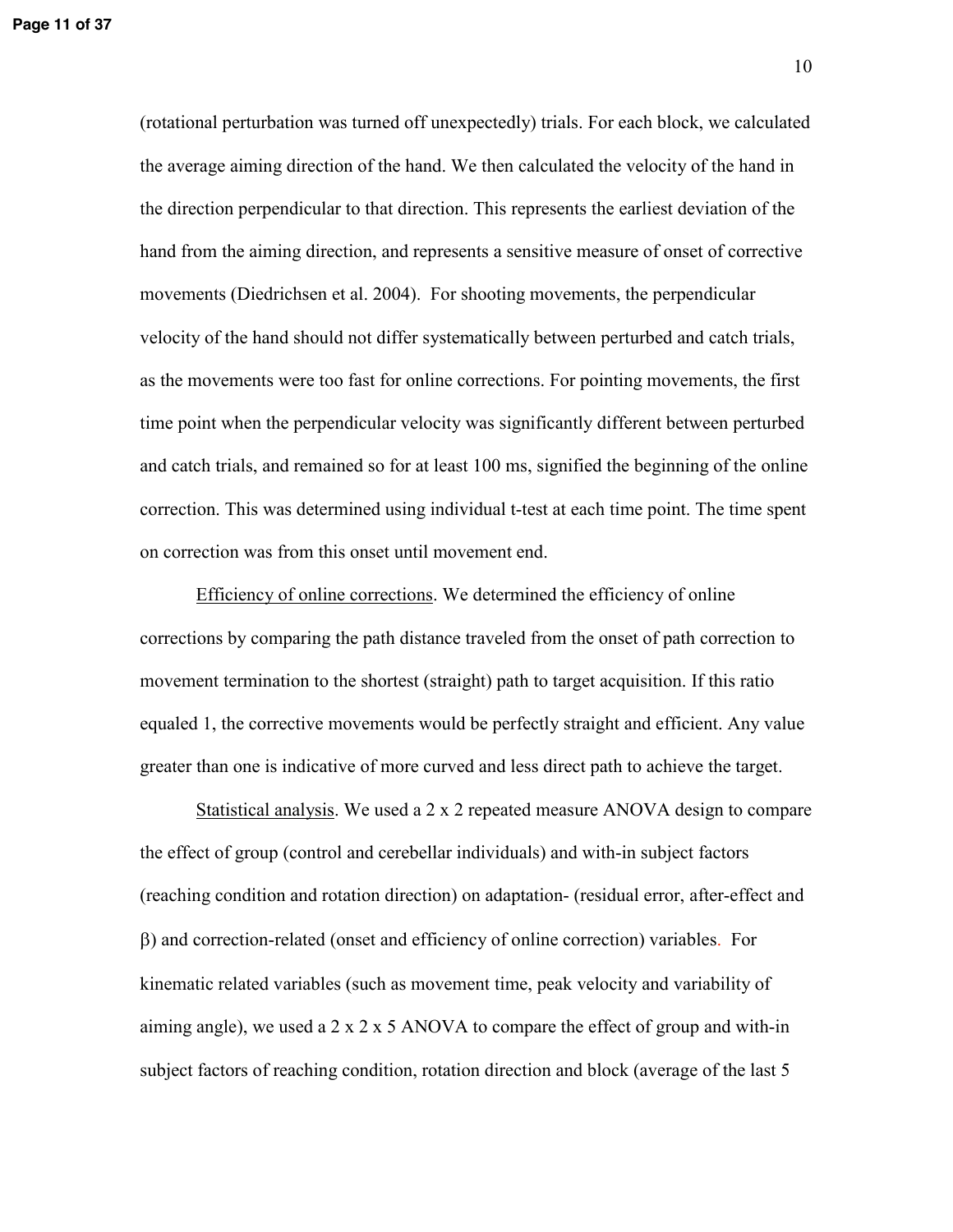(rotational perturbation was turned off unexpectedly) trials. For each block, we calculated the average aiming direction of the hand. We then calculated the velocity of the hand in the direction perpendicular to that direction. This represents the earliest deviation of the hand from the aiming direction, and represents a sensitive measure of onset of corrective movements (Diedrichsen et al. 2004). For shooting movements, the perpendicular velocity of the hand should not differ systematically between perturbed and catch trials, as the movements were too fast for online corrections. For pointing movements, the first time point when the perpendicular velocity was significantly different between perturbed and catch trials, and remained so for at least 100 ms, signified the beginning of the online correction. This was determined using individual t-test at each time point. The time spent on correction was from this onset until movement end.

Efficiency of online corrections. We determined the efficiency of online corrections by comparing the path distance traveled from the onset of path correction to movement termination to the shortest (straight) path to target acquisition. If this ratio equaled 1, the corrective movements would be perfectly straight and efficient. Any value greater than one is indicative of more curved and less direct path to achieve the target.

Statistical analysis. We used a 2 x 2 repeated measure ANOVA design to compare the effect of group (control and cerebellar individuals) and with-in subject factors (reaching condition and rotation direction) on adaptation- (residual error, after-effect and $\beta$) and correction-related (onset and efficiency of online correction) variables. For kinematic related variables (such as movement time, peak velocity and variability of aiming angle), we used a 2 x 2 x 5 ANOVA to compare the effect of group and with-in subject factors of reaching condition, rotation direction and block (average of the last 5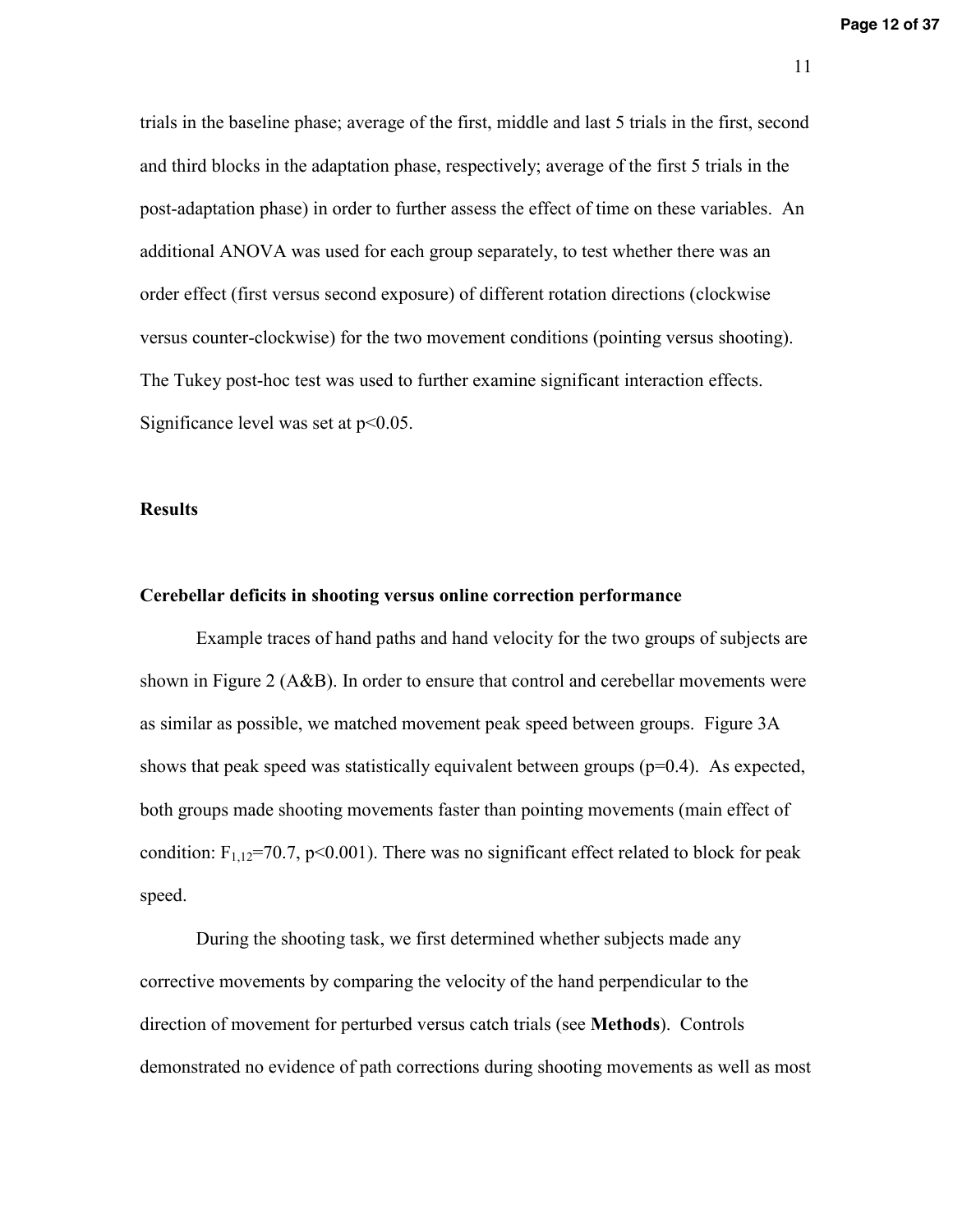trials in the baseline phase; average of the first, middle and last 5 trials in the first, second and third blocks in the adaptation phase, respectively; average of the first 5 trials in the post-adaptation phase) in order to further assess the effect of time on these variables. An additional ANOVA was used for each group separately, to test whether there was an order effect (first versus second exposure) of different rotation directions (clockwise versus counter-clockwise) for the two movement conditions (pointing versus shooting). The Tukey post-hoc test was used to further examine significant interaction effects. Significance level was set at $p<0.05$.

## Results

### Cerebellar deficits in shooting versus online correction performance

Example traces of hand paths and hand velocity for the two groups of subjects are shown in Figure 2 (A&B). In order to ensure that control and cerebellar movements were as similar as possible, we matched movement peak speed between groups. Figure 3A shows that peak speed was statistically equivalent between groups ($p=0.4$). As expected, both groups made shooting movements faster than pointing movements (main effect of condition: $F_{1,12}=70.7$, $p<0.001$). There was no significant effect related to block for peak speed.

During the shooting task, we first determined whether subjects made any corrective movements by comparing the velocity of the hand perpendicular to the direction of movement for perturbed versus catch trials (see **Methods**). Controls demonstrated no evidence of path corrections during shooting movements as well as most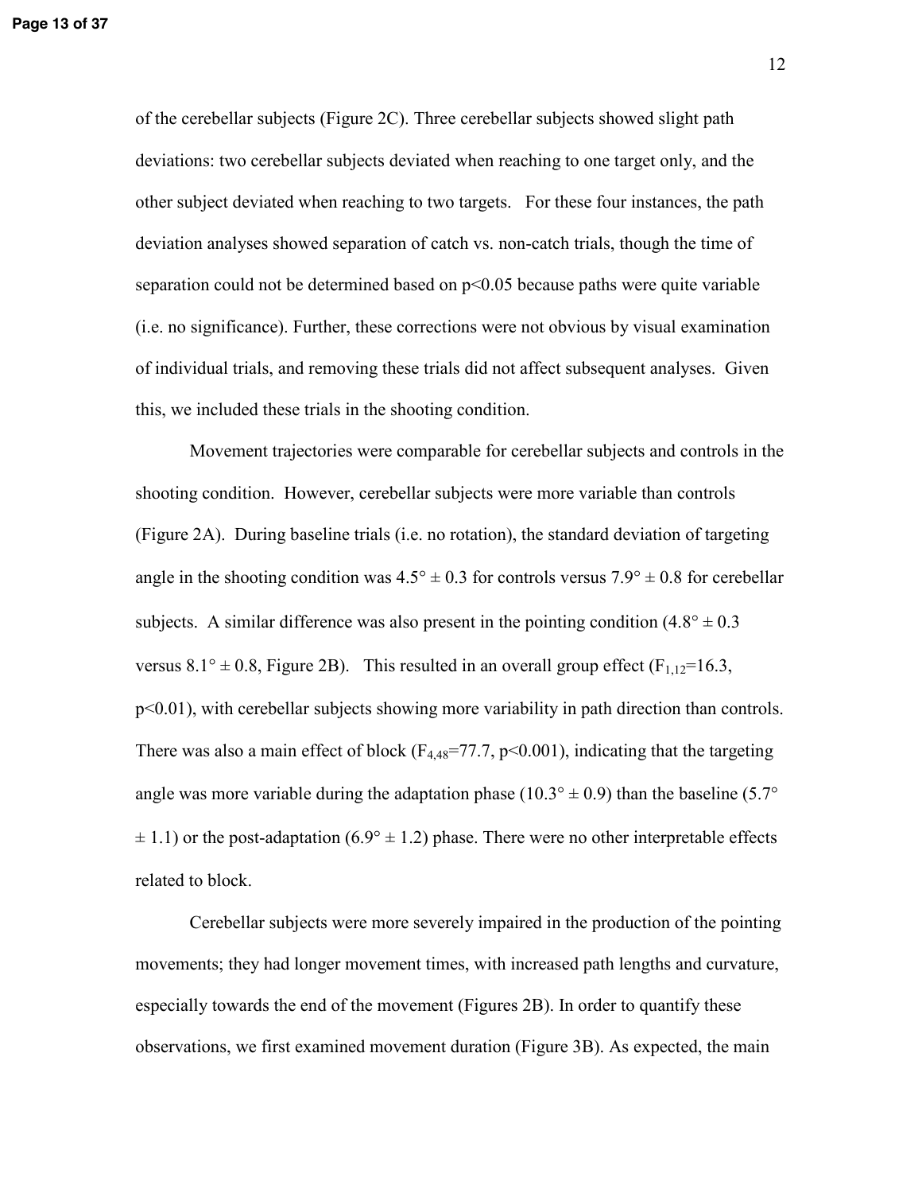of the cerebellar subjects (Figure 2C). Three cerebellar subjects showed slight path deviations: two cerebellar subjects deviated when reaching to one target only, and the other subject deviated when reaching to two targets. For these four instances, the path deviation analyses showed separation of catch vs. non-catch trials, though the time of separation could not be determined based on $p<0.05$ because paths were quite variable (i.e. no significance). Further, these corrections were not obvious by visual examination of individual trials, and removing these trials did not affect subsequent analyses. Given this, we included these trials in the shooting condition.

Movement trajectories were comparable for cerebellar subjects and controls in the shooting condition. However, cerebellar subjects were more variable than controls (Figure 2A). During baseline trials (i.e. no rotation), the standard deviation of targeting angle in the shooting condition was 4.5° ± 0.3 for controls versus 7.9° ± 0.8 for cerebellar subjects. A similar difference was also present in the pointing condition (4.8° ± 0.3 versus 8.1° ± 0.8, Figure 2B). This resulted in an overall group effect ($F_{1,12}=16.3$, $p<0.01$), with cerebellar subjects showing more variability in path direction than controls. There was also a main effect of block ($F_{4,48}=77.7$, $p<0.001$), indicating that the targeting angle was more variable during the adaptation phase (10.3° ± 0.9) than the baseline (5.7° ± 1.1) or the post-adaptation (6.9° ± 1.2) phase. There were no other interpretable effects related to block.

Cerebellar subjects were more severely impaired in the production of the pointing movements; they had longer movement times, with increased path lengths and curvature, especially towards the end of the movement (Figures 2B). In order to quantify these observations, we first examined movement duration (Figure 3B). As expected, the main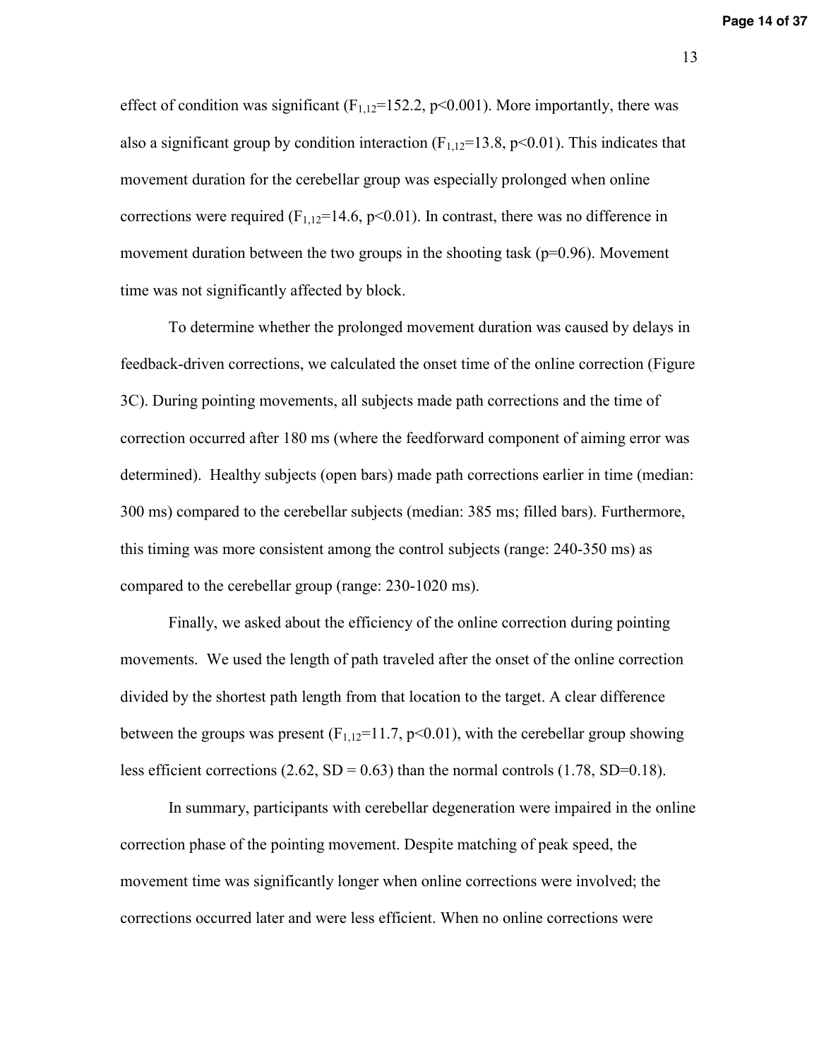effect of condition was significant ($F_{1,12}$=152.2, $p<0.001$). More importantly, there was also a significant group by condition interaction ($F_{1,12}$=13.8, $p<0.01$). This indicates that movement duration for the cerebellar group was especially prolonged when online corrections were required ($F_{1,12}$=14.6, $p<0.01$). In contrast, there was no difference in movement duration between the two groups in the shooting task (p=0.96). Movement time was not significantly affected by block.

To determine whether the prolonged movement duration was caused by delays in feedback-driven corrections, we calculated the onset time of the online correction (Figure 3C). During pointing movements, all subjects made path corrections and the time of correction occurred after 180 ms (where the feedforward component of aiming error was determined). Healthy subjects (open bars) made path corrections earlier in time (median: 300 ms) compared to the cerebellar subjects (median: 385 ms; filled bars). Furthermore, this timing was more consistent among the control subjects (range: 240-350 ms) as compared to the cerebellar group (range: 230-1020 ms).

Finally, we asked about the efficiency of the online correction during pointing movements. We used the length of path traveled after the onset of the online correction divided by the shortest path length from that location to the target. A clear difference between the groups was present ($F_{1,12}$=11.7, $p<0.01$), with the cerebellar group showing less efficient corrections (2.62, SD = 0.63) than the normal controls (1.78, SD=0.18).

In summary, participants with cerebellar degeneration were impaired in the online correction phase of the pointing movement. Despite matching of peak speed, the movement time was significantly longer when online corrections were involved; the corrections occurred later and were less efficient. When no online corrections were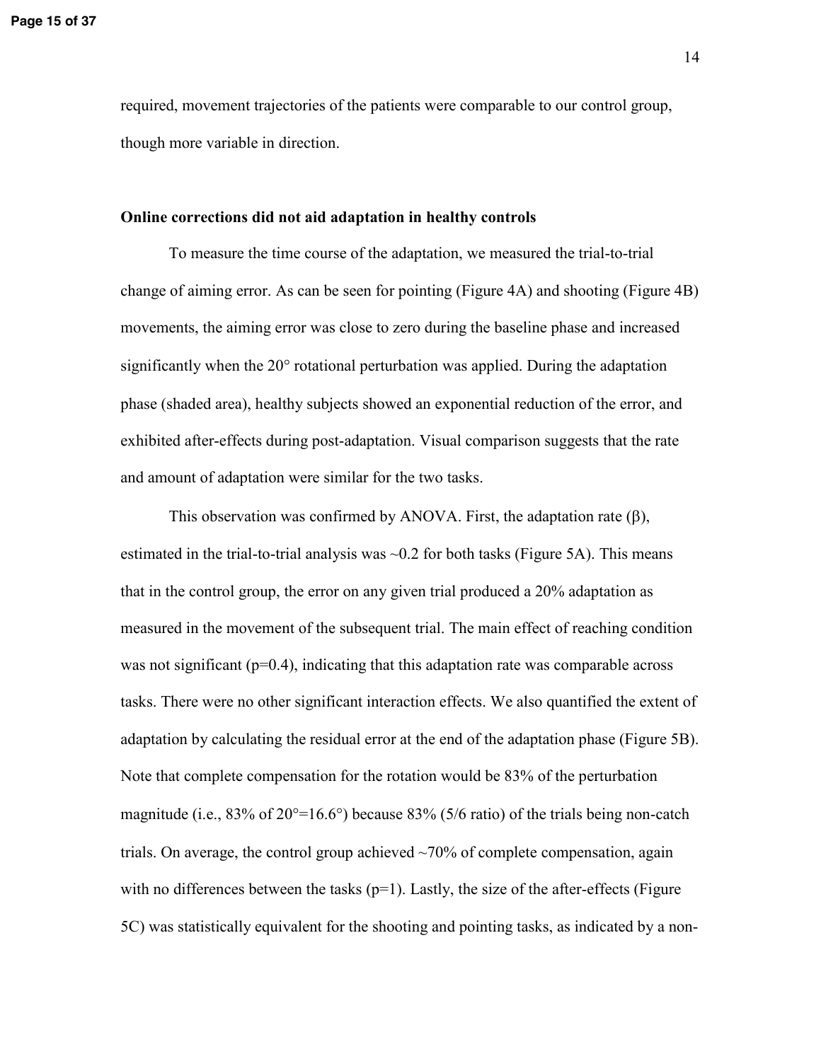required, movement trajectories of the patients were comparable to our control group, though more variable in direction.

### Online corrections did not aid adaptation in healthy controls

To measure the time course of the adaptation, we measured the trial-to-trial change of aiming error. As can be seen for pointing (Figure 4A) and shooting (Figure 4B) movements, the aiming error was close to zero during the baseline phase and increased significantly when the 20° rotational perturbation was applied. During the adaptation phase (shaded area), healthy subjects showed an exponential reduction of the error, and exhibited after-effects during post-adaptation. Visual comparison suggests that the rate and amount of adaptation were similar for the two tasks.

This observation was confirmed by ANOVA. First, the adaptation rate ($\beta$), estimated in the trial-to-trial analysis was ~0.2 for both tasks (Figure 5A). This means that in the control group, the error on any given trial produced a 20% adaptation as measured in the movement of the subsequent trial. The main effect of reaching condition was not significant ($p=0.4$), indicating that this adaptation rate was comparable across tasks. There were no other significant interaction effects. We also quantified the extent of adaptation by calculating the residual error at the end of the adaptation phase (Figure 5B). Note that complete compensation for the rotation would be 83% of the perturbation magnitude (i.e., 83% of 20°=16.6°) because 83% (5/6 ratio) of the trials being non-catch trials. On average, the control group achieved ~70% of complete compensation, again with no differences between the tasks ($p=1$). Lastly, the size of the after-effects (Figure 5C) was statistically equivalent for the shooting and pointing tasks, as indicated by a non-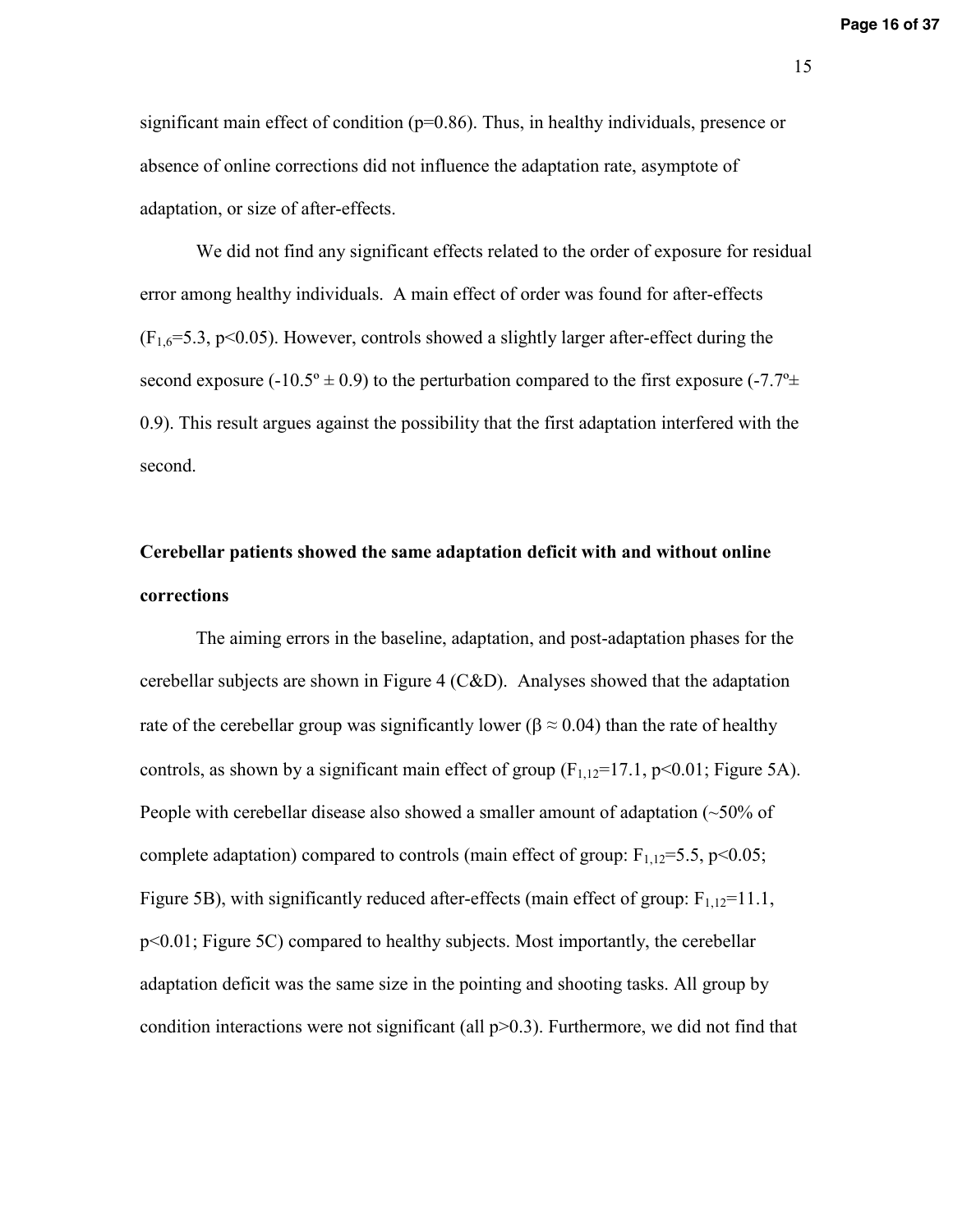significant main effect of condition ($p=0.86$). Thus, in healthy individuals, presence or absence of online corrections did not influence the adaptation rate, asymptote of adaptation, or size of after-effects.

We did not find any significant effects related to the order of exposure for residual error among healthy individuals. A main effect of order was found for after-effects ($F_{1,6}=5.3$, $p<0.05$). However, controls showed a slightly larger after-effect during the second exposure (-10.5º ± 0.9) to the perturbation compared to the first exposure (-7.7º± 0.9). This result argues against the possibility that the first adaptation interfered with the second.

## Cerebellar patients showed the same adaptation deficit with and without online corrections

The aiming errors in the baseline, adaptation, and post-adaptation phases for the cerebellar subjects are shown in Figure 4 (C&D). Analyses showed that the adaptation rate of the cerebellar group was significantly lower ($\beta \approx 0.04$) than the rate of healthy controls, as shown by a significant main effect of group ($F_{1,12}=17.1$, $p<0.01$; Figure 5A). People with cerebellar disease also showed a smaller amount of adaptation (~50% of complete adaptation) compared to controls (main effect of group: $F_{1,12}=5.5$, $p<0.05$; Figure 5B), with significantly reduced after-effects (main effect of group: $F_{1,12}=11.1$, $p<0.01$; Figure 5C) compared to healthy subjects. Most importantly, the cerebellar adaptation deficit was the same size in the pointing and shooting tasks. All group by condition interactions were not significant (all $p>0.3$). Furthermore, we did not find that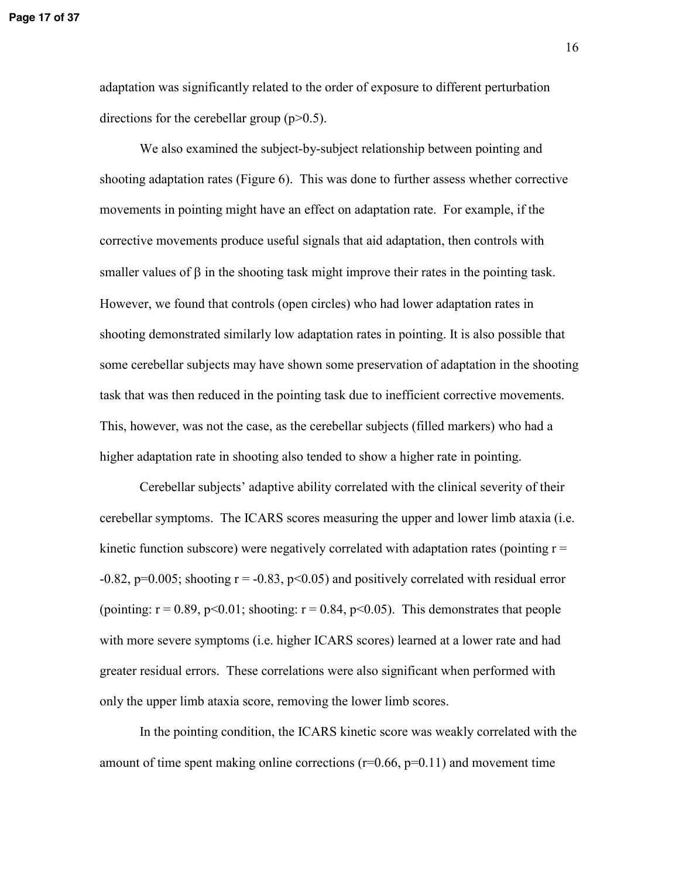adaptation was significantly related to the order of exposure to different perturbation directions for the cerebellar group ($p>0.5$).

We also examined the subject-by-subject relationship between pointing and shooting adaptation rates (Figure 6). This was done to further assess whether corrective movements in pointing might have an effect on adaptation rate. For example, if the corrective movements produce useful signals that aid adaptation, then controls with smaller values of $\beta$ in the shooting task might improve their rates in the pointing task. However, we found that controls (open circles) who had lower adaptation rates in shooting demonstrated similarly low adaptation rates in pointing. It is also possible that some cerebellar subjects may have shown some preservation of adaptation in the shooting task that was then reduced in the pointing task due to inefficient corrective movements. This, however, was not the case, as the cerebellar subjects (filled markers) who had a higher adaptation rate in shooting also tended to show a higher rate in pointing.

Cerebellar subjects' adaptive ability correlated with the clinical severity of their cerebellar symptoms. The ICARS scores measuring the upper and lower limb ataxia (i.e. kinetic function subscore) were negatively correlated with adaptation rates (pointing $r = -0.82$, $p=0.005$; shooting $r = -0.83$, $p<0.05$) and positively correlated with residual error (pointing: $r = 0.89$, $p<0.01$; shooting: $r = 0.84$, $p<0.05$). This demonstrates that people with more severe symptoms (i.e. higher ICARS scores) learned at a lower rate and had greater residual errors. These correlations were also significant when performed with only the upper limb ataxia score, removing the lower limb scores.

In the pointing condition, the ICARS kinetic score was weakly correlated with the amount of time spent making online corrections ($r=0.66$, $p=0.11$) and movement time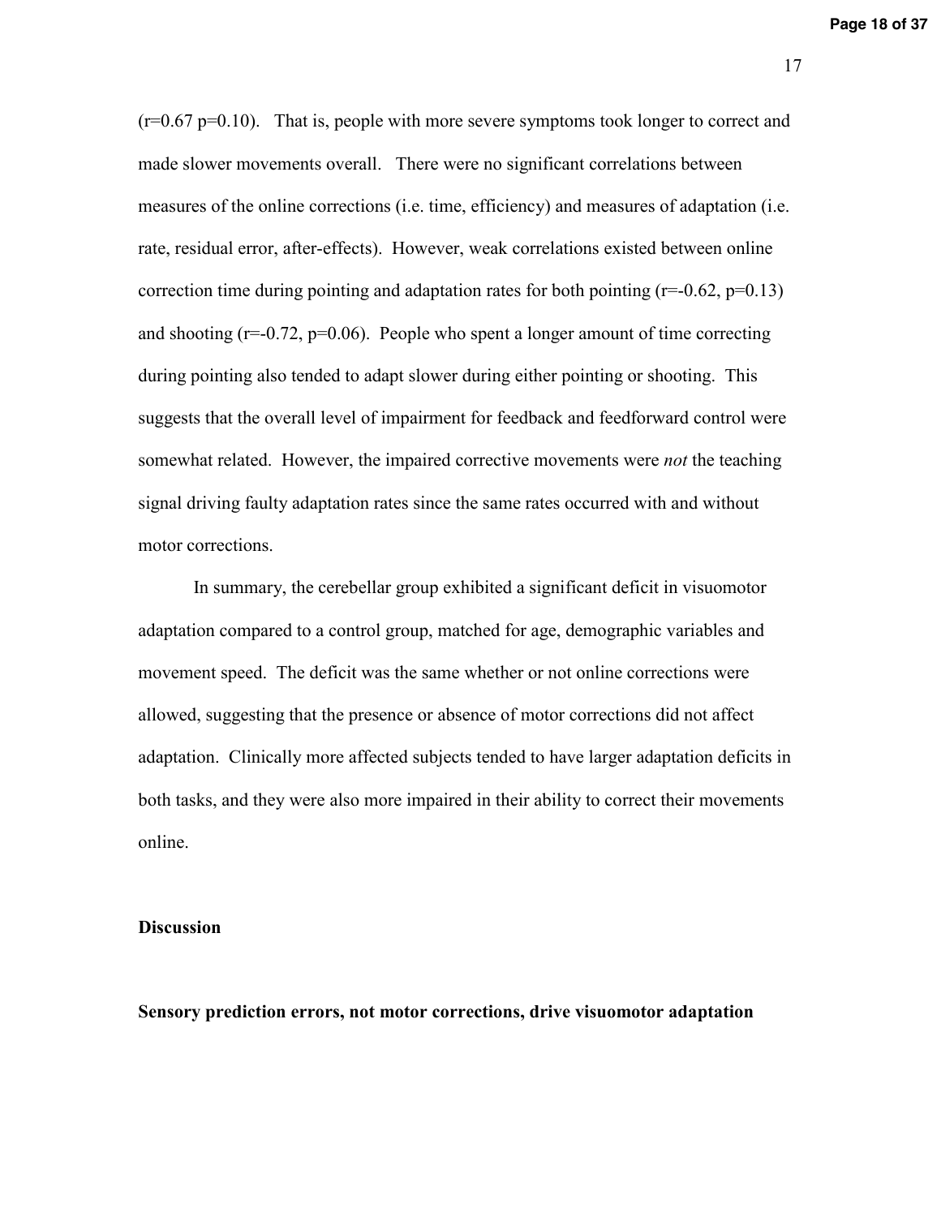($r$=0.67 $p$=0.10). That is, people with more severe symptoms took longer to correct and made slower movements overall. There were no significant correlations between measures of the online corrections (i.e. time, efficiency) and measures of adaptation (i.e. rate, residual error, after-effects). However, weak correlations existed between online correction time during pointing and adaptation rates for both pointing ($r$=-0.62, $p$=0.13) and shooting ($r$=-0.72, $p$=0.06). People who spent a longer amount of time correcting during pointing also tended to adapt slower during either pointing or shooting. This suggests that the overall level of impairment for feedback and feedforward control were somewhat related. However, the impaired corrective movements were *not* the teaching signal driving faulty adaptation rates since the same rates occurred with and without motor corrections.

In summary, the cerebellar group exhibited a significant deficit in visuomotor adaptation compared to a control group, matched for age, demographic variables and movement speed. The deficit was the same whether or not online corrections were allowed, suggesting that the presence or absence of motor corrections did not affect adaptation. Clinically more affected subjects tended to have larger adaptation deficits in both tasks, and they were also more impaired in their ability to correct their movements online.

## Discussion

### Sensory prediction errors, not motor corrections, drive visuomotor adaptation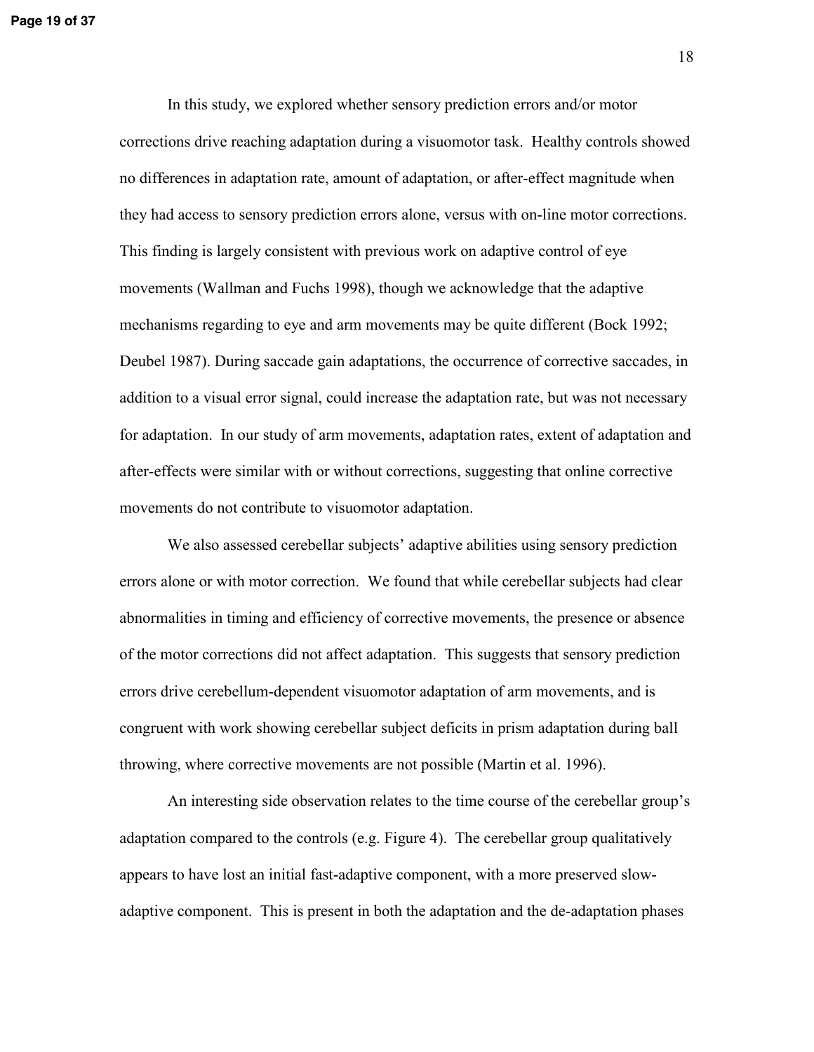In this study, we explored whether sensory prediction errors and/or motor corrections drive reaching adaptation during a visuomotor task. Healthy controls showed no differences in adaptation rate, amount of adaptation, or after-effect magnitude when they had access to sensory prediction errors alone, versus with on-line motor corrections. This finding is largely consistent with previous work on adaptive control of eye movements (Wallman and Fuchs 1998), though we acknowledge that the adaptive mechanisms regarding to eye and arm movements may be quite different (Bock 1992; Deubel 1987). During saccade gain adaptations, the occurrence of corrective saccades, in addition to a visual error signal, could increase the adaptation rate, but was not necessary for adaptation. In our study of arm movements, adaptation rates, extent of adaptation and after-effects were similar with or without corrections, suggesting that online corrective movements do not contribute to visuomotor adaptation.

We also assessed cerebellar subjects' adaptive abilities using sensory prediction errors alone or with motor correction. We found that while cerebellar subjects had clear abnormalities in timing and efficiency of corrective movements, the presence or absence of the motor corrections did not affect adaptation. This suggests that sensory prediction errors drive cerebellum-dependent visuomotor adaptation of arm movements, and is congruent with work showing cerebellar subject deficits in prism adaptation during ball throwing, where corrective movements are not possible (Martin et al. 1996).

An interesting side observation relates to the time course of the cerebellar group's adaptation compared to the controls (e.g. Figure 4). The cerebellar group qualitatively appears to have lost an initial fast-adaptive component, with a more preserved slow-adaptive component. This is present in both the adaptation and the de-adaptation phases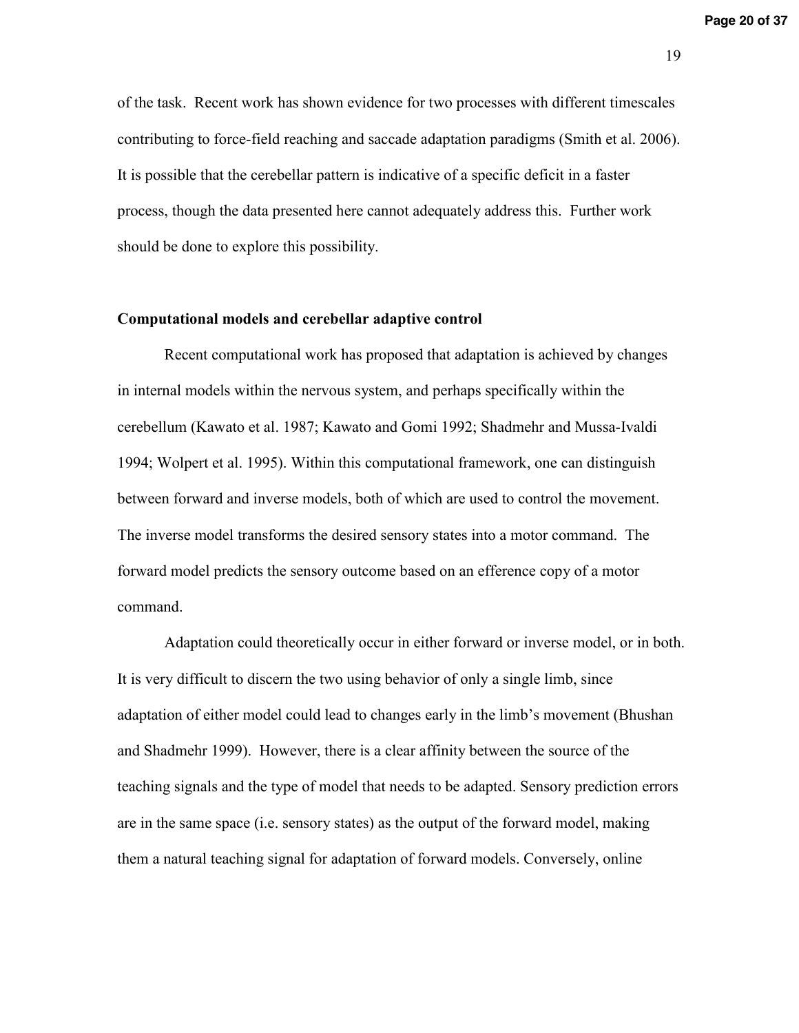of the task. Recent work has shown evidence for two processes with different timescales contributing to force-field reaching and saccade adaptation paradigms (Smith et al. 2006). It is possible that the cerebellar pattern is indicative of a specific deficit in a faster process, though the data presented here cannot adequately address this. Further work should be done to explore this possibility.

## Computational models and cerebellar adaptive control

Recent computational work has proposed that adaptation is achieved by changes in internal models within the nervous system, and perhaps specifically within the cerebellum (Kawato et al. 1987; Kawato and Gomi 1992; Shadmehr and Mussa-Ivaldi 1994; Wolpert et al. 1995). Within this computational framework, one can distinguish between forward and inverse models, both of which are used to control the movement. The inverse model transforms the desired sensory states into a motor command. The forward model predicts the sensory outcome based on an efference copy of a motor command.

Adaptation could theoretically occur in either forward or inverse model, or in both. It is very difficult to discern the two using behavior of only a single limb, since adaptation of either model could lead to changes early in the limb's movement (Bhushan and Shadmehr 1999). However, there is a clear affinity between the source of the teaching signals and the type of model that needs to be adapted. Sensory prediction errors are in the same space (i.e. sensory states) as the output of the forward model, making them a natural teaching signal for adaptation of forward models. Conversely, online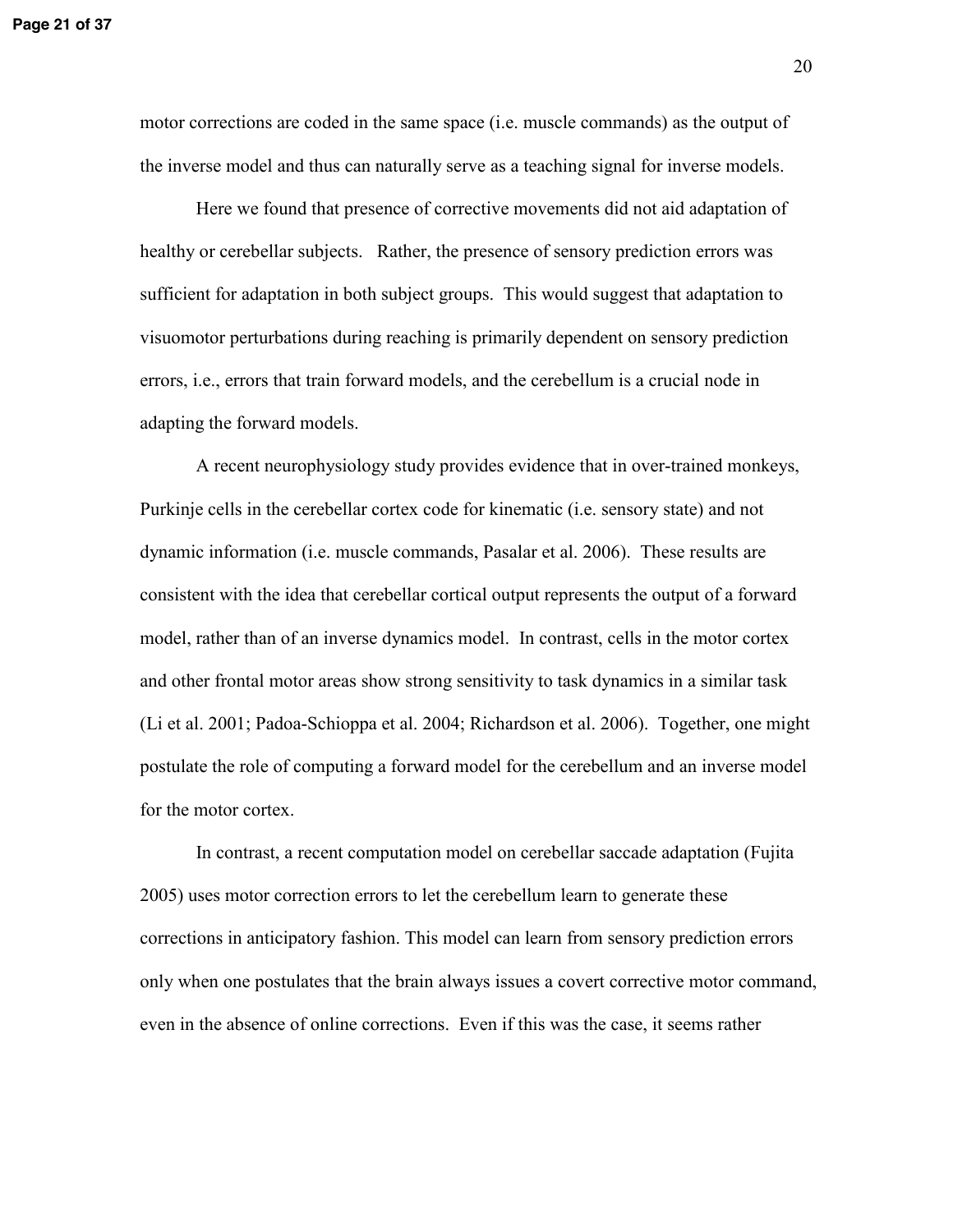motor corrections are coded in the same space (i.e. muscle commands) as the output of the inverse model and thus can naturally serve as a teaching signal for inverse models.

Here we found that presence of corrective movements did not aid adaptation of healthy or cerebellar subjects. Rather, the presence of sensory prediction errors was sufficient for adaptation in both subject groups. This would suggest that adaptation to visuomotor perturbations during reaching is primarily dependent on sensory prediction errors, i.e., errors that train forward models, and the cerebellum is a crucial node in adapting the forward models.

A recent neurophysiology study provides evidence that in over-trained monkeys, Purkinje cells in the cerebellar cortex code for kinematic (i.e. sensory state) and not dynamic information (i.e. muscle commands, Pasalar et al. 2006). These results are consistent with the idea that cerebellar cortical output represents the output of a forward model, rather than of an inverse dynamics model. In contrast, cells in the motor cortex and other frontal motor areas show strong sensitivity to task dynamics in a similar task (Li et al. 2001; Padoa-Schioppa et al. 2004; Richardson et al. 2006). Together, one might postulate the role of computing a forward model for the cerebellum and an inverse model for the motor cortex.

In contrast, a recent computation model on cerebellar saccade adaptation (Fujita 2005) uses motor correction errors to let the cerebellum learn to generate these corrections in anticipatory fashion. This model can learn from sensory prediction errors only when one postulates that the brain always issues a covert corrective motor command, even in the absence of online corrections. Even if this was the case, it seems rather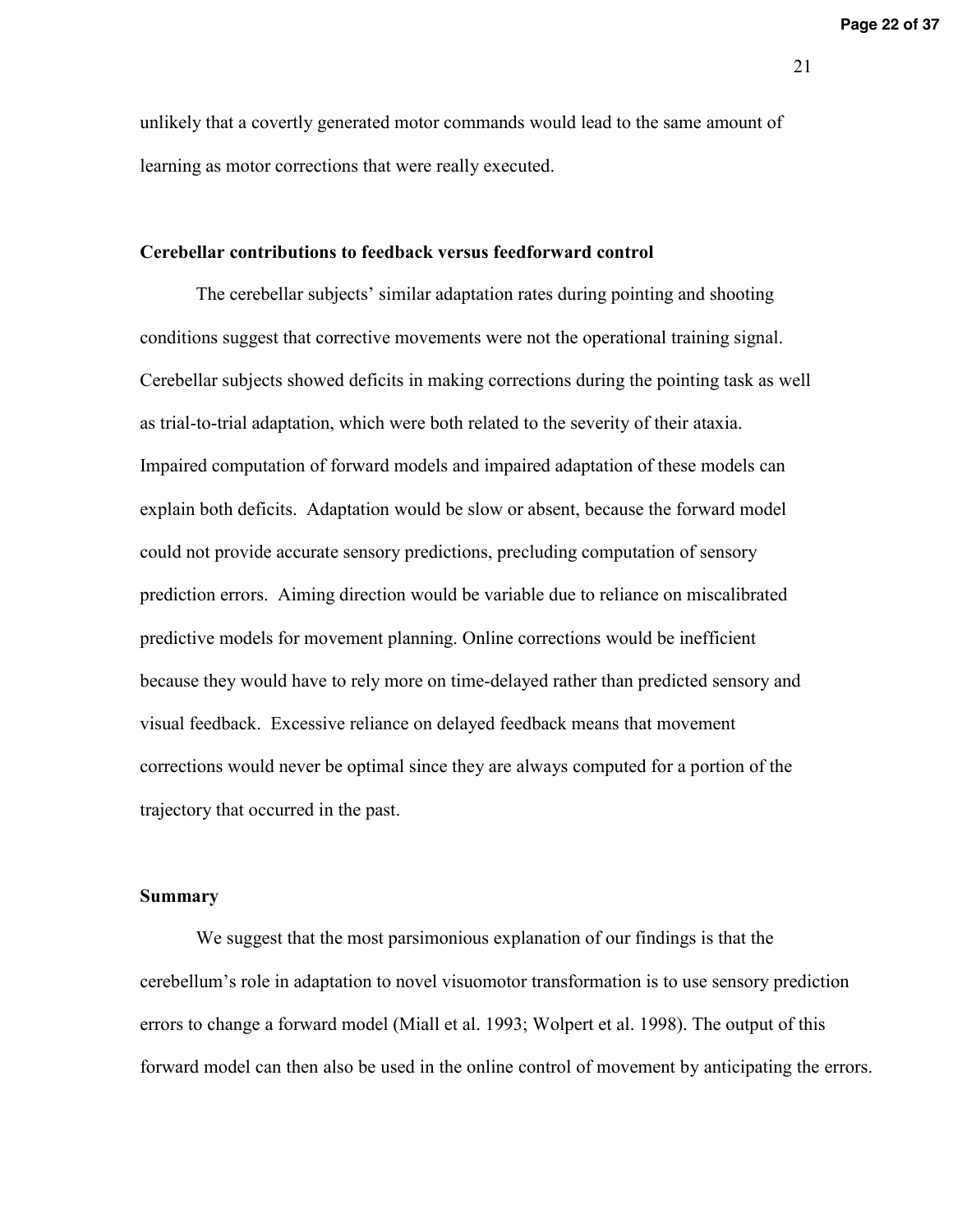unlikely that a covertly generated motor commands would lead to the same amount of learning as motor corrections that were really executed.

**Cerebellar contributions to feedback versus feedforward control**

The cerebellar subjects' similar adaptation rates during pointing and shooting conditions suggest that corrective movements were not the operational training signal. Cerebellar subjects showed deficits in making corrections during the pointing task as well as trial-to-trial adaptation, which were both related to the severity of their ataxia. Impaired computation of forward models and impaired adaptation of these models can explain both deficits. Adaptation would be slow or absent, because the forward model could not provide accurate sensory predictions, precluding computation of sensory prediction errors. Aiming direction would be variable due to reliance on miscalibrated predictive models for movement planning. Online corrections would be inefficient because they would have to rely more on time-delayed rather than predicted sensory and visual feedback. Excessive reliance on delayed feedback means that movement corrections would never be optimal since they are always computed for a portion of the trajectory that occurred in the past.

**Summary**

We suggest that the most parsimonious explanation of our findings is that the cerebellum's role in adaptation to novel visuomotor transformation is to use sensory prediction errors to change a forward model (Miall et al. 1993; Wolpert et al. 1998). The output of this forward model can then also be used in the online control of movement by anticipating the errors.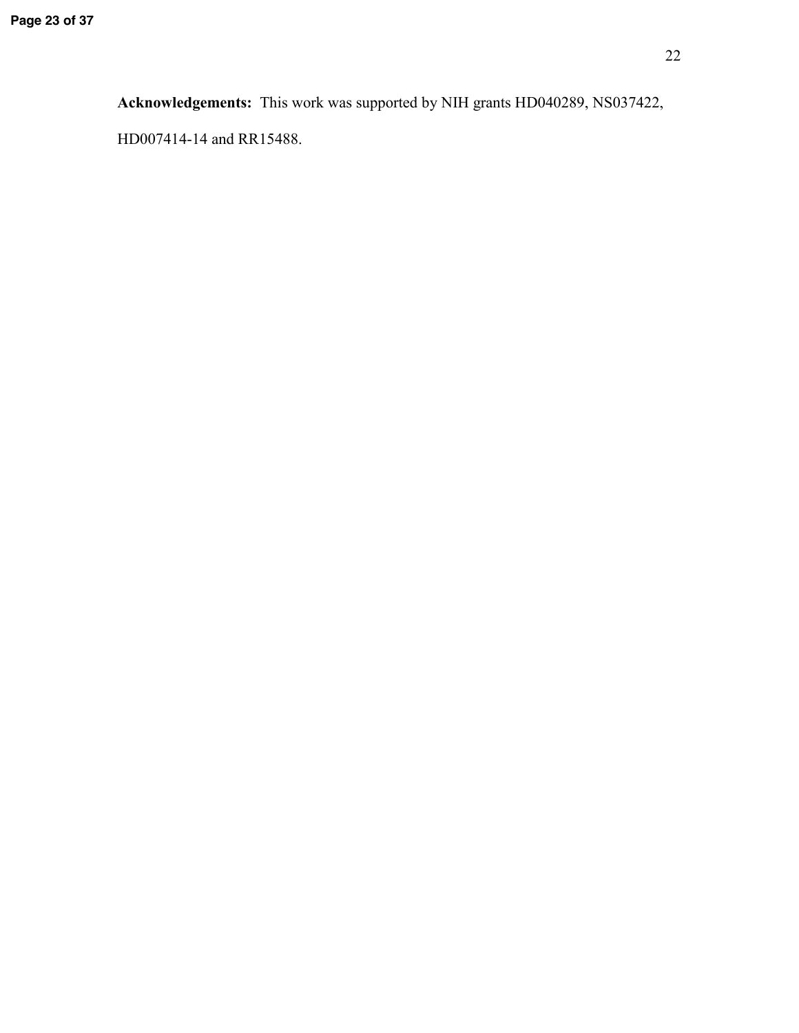**Acknowledgements:** This work was supported by NIH grants HD040289, NS037422, HD007414-14 and RR15488.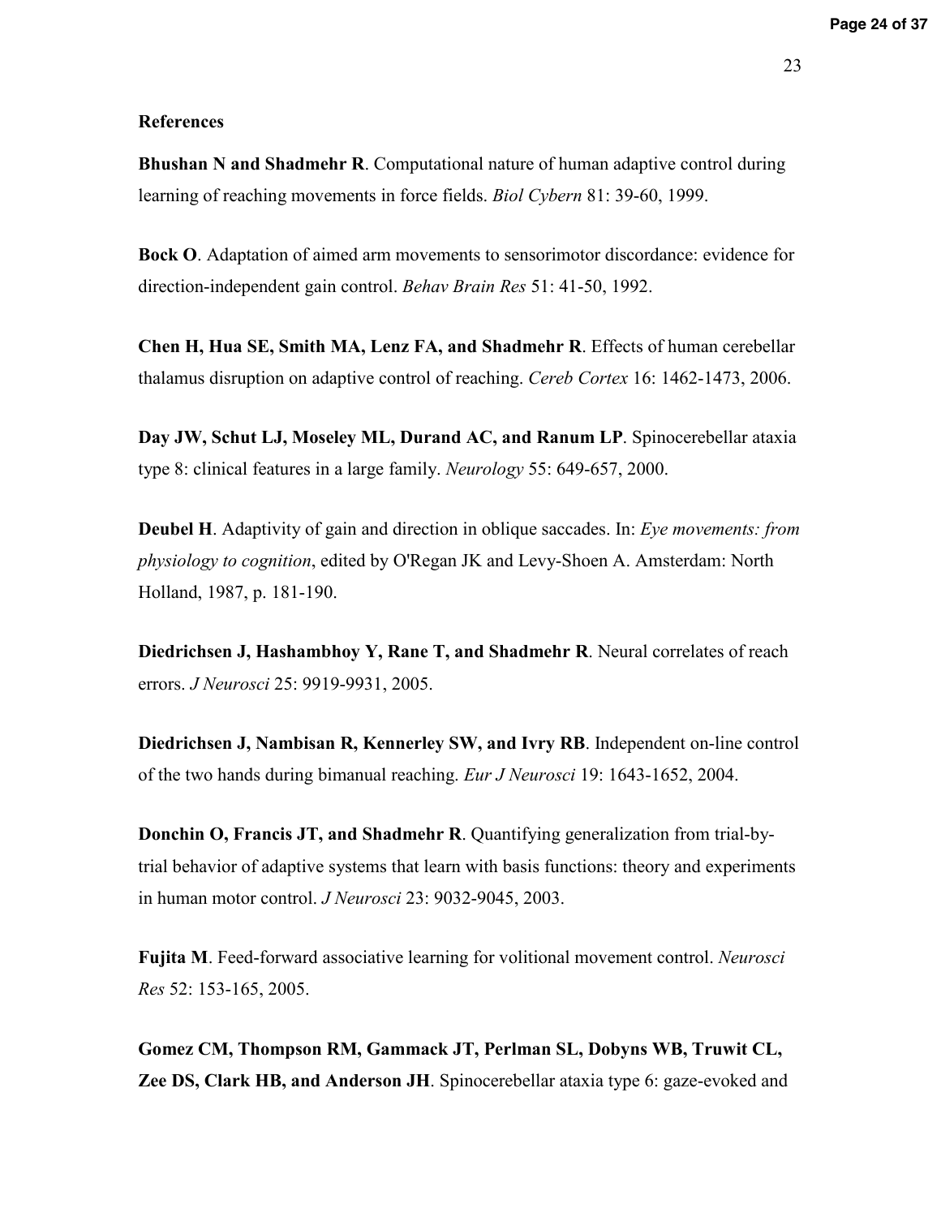**References**

**Bhushan N and Shadmehr R**. Computational nature of human adaptive control during learning of reaching movements in force fields. *Biol Cybern* 81: 39-60, 1999.

**Bock O**. Adaptation of aimed arm movements to sensorimotor discordance: evidence for direction-independent gain control. *Behav Brain Res* 51: 41-50, 1992.

**Chen H, Hua SE, Smith MA, Lenz FA, and Shadmehr R**. Effects of human cerebellar thalamus disruption on adaptive control of reaching. *Cereb Cortex* 16: 1462-1473, 2006.

**Day JW, Schut LJ, Moseley ML, Durand AC, and Ranum LP**. Spinocerebellar ataxia type 8: clinical features in a large family. *Neurology* 55: 649-657, 2000.

**Deubel H**. Adaptivity of gain and direction in oblique saccades. In: *Eye movements: from physiology to cognition*, edited by O'Regan JK and Levy-Shoen A. Amsterdam: North Holland, 1987, p. 181-190.

**Diedrichsen J, Hashambhoy Y, Rane T, and Shadmehr R**. Neural correlates of reach errors. *J Neurosci* 25: 9919-9931, 2005.

**Diedrichsen J, Nambisan R, Kennerley SW, and Ivry RB**. Independent on-line control of the two hands during bimanual reaching. *Eur J Neurosci* 19: 1643-1652, 2004.

**Donchin O, Francis JT, and Shadmehr R**. Quantifying generalization from trial-by-trial behavior of adaptive systems that learn with basis functions: theory and experiments in human motor control. *J Neurosci* 23: 9032-9045, 2003.

**Fujita M**. Feed-forward associative learning for volitional movement control. *Neurosci Res* 52: 153-165, 2005.

**Gomez CM, Thompson RM, Gammack JT, Perlman SL, Dobyns WB, Truwit CL, Zee DS, Clark HB, and Anderson JH**. Spinocerebellar ataxia type 6: gaze-evoked and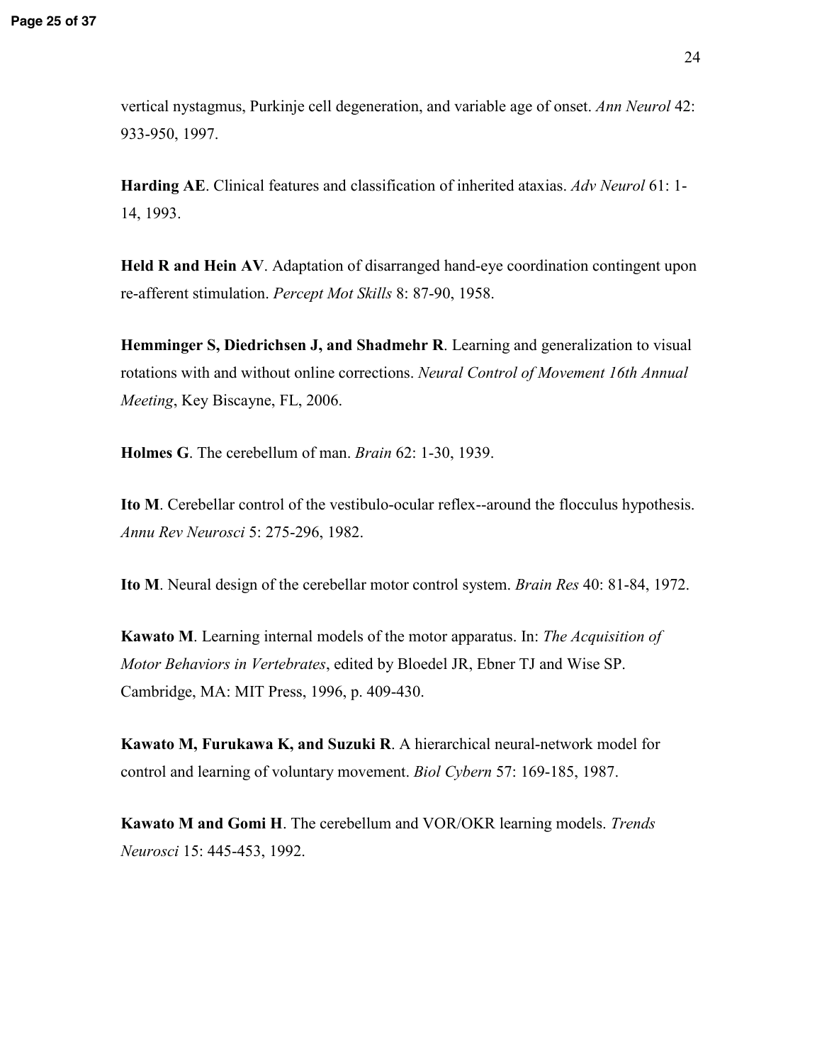vertical nystagmus, Purkinje cell degeneration, and variable age of onset. *Ann Neurol* 42: 933-950, 1997.

**Harding AE**. Clinical features and classification of inherited ataxias. *Adv Neurol* 61: 1-14, 1993.

**Held R and Hein AV**. Adaptation of disarranged hand-eye coordination contingent upon re-afferent stimulation. *Percept Mot Skills* 8: 87-90, 1958.

**Hemminger S, Diedrichsen J, and Shadmehr R**. Learning and generalization to visual rotations with and without online corrections. *Neural Control of Movement 16th Annual Meeting*, Key Biscayne, FL, 2006.

**Holmes G**. The cerebellum of man. *Brain* 62: 1-30, 1939.

**Ito M**. Cerebellar control of the vestibulo-ocular reflex--around the flocculus hypothesis. *Annu Rev Neurosci* 5: 275-296, 1982.

**Ito M**. Neural design of the cerebellar motor control system. *Brain Res* 40: 81-84, 1972.

**Kawato M**. Learning internal models of the motor apparatus. In: *The Acquisition of Motor Behaviors in Vertebrates*, edited by Bloedel JR, Ebner TJ and Wise SP. Cambridge, MA: MIT Press, 1996, p. 409-430.

**Kawato M, Furukawa K, and Suzuki R**. A hierarchical neural-network model for control and learning of voluntary movement. *Biol Cybern* 57: 169-185, 1987.

**Kawato M and Gomi H**. The cerebellum and VOR/OKR learning models. *Trends Neurosci* 15: 445-453, 1992.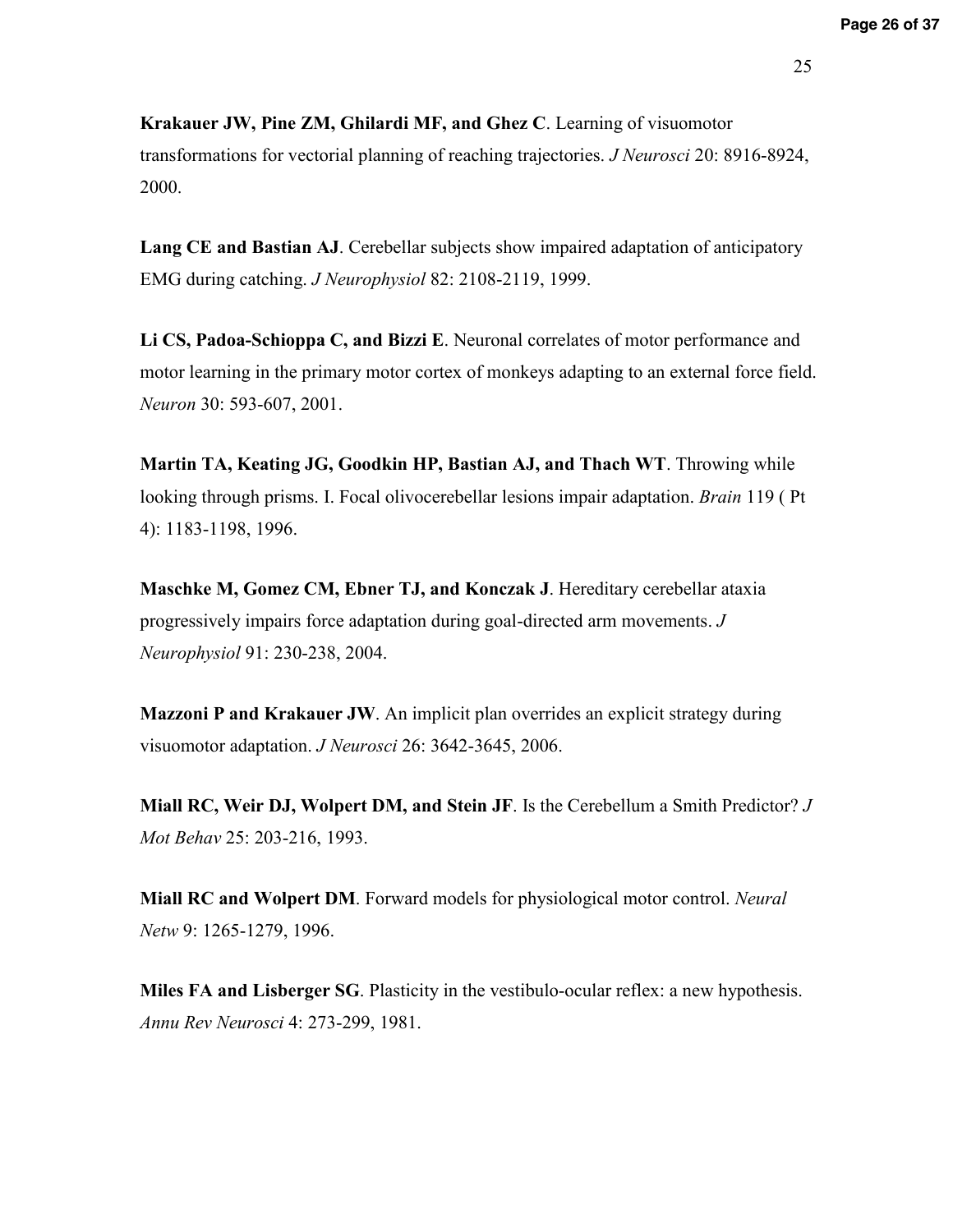**Krakauer JW, Pine ZM, Ghilardi MF, and Ghez C**. Learning of visuomotor transformations for vectorial planning of reaching trajectories. *J Neurosci* 20: 8916-8924, 2000.

**Lang CE and Bastian AJ**. Cerebellar subjects show impaired adaptation of anticipatory EMG during catching. *J Neurophysiol* 82: 2108-2119, 1999.

**Li CS, Padoa-Schioppa C, and Bizzi E**. Neuronal correlates of motor performance and motor learning in the primary motor cortex of monkeys adapting to an external force field. *Neuron* 30: 593-607, 2001.

**Martin TA, Keating JG, Goodkin HP, Bastian AJ, and Thach WT**. Throwing while looking through prisms. I. Focal olivocerebellar lesions impair adaptation. *Brain* 119 ( Pt 4): 1183-1198, 1996.

**Maschke M, Gomez CM, Ebner TJ, and Konczak J**. Hereditary cerebellar ataxia progressively impairs force adaptation during goal-directed arm movements. *J Neurophysiol* 91: 230-238, 2004.

**Mazzoni P and Krakauer JW**. An implicit plan overrides an explicit strategy during visuomotor adaptation. *J Neurosci* 26: 3642-3645, 2006.

**Miall RC, Weir DJ, Wolpert DM, and Stein JF**. Is the Cerebellum a Smith Predictor? *J Mot Behav* 25: 203-216, 1993.

**Miall RC and Wolpert DM**. Forward models for physiological motor control. *Neural Netw* 9: 1265-1279, 1996.

**Miles FA and Lisberger SG**. Plasticity in the vestibulo-ocular reflex: a new hypothesis. *Annu Rev Neurosci* 4: 273-299, 1981.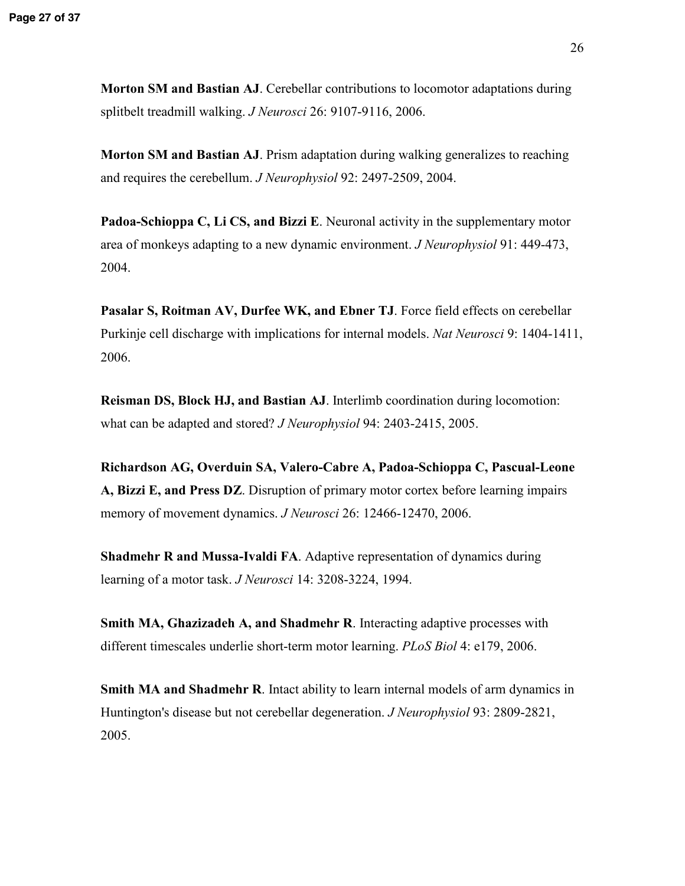**Morton SM and Bastian AJ**. Cerebellar contributions to locomotor adaptations during splitbelt treadmill walking. *J Neurosci* 26: 9107-9116, 2006.

**Morton SM and Bastian AJ**. Prism adaptation during walking generalizes to reaching and requires the cerebellum. *J Neurophysiol* 92: 2497-2509, 2004.

**Padoa-Schioppa C, Li CS, and Bizzi E**. Neuronal activity in the supplementary motor area of monkeys adapting to a new dynamic environment. *J Neurophysiol* 91: 449-473, 2004.

**Pasalar S, Roitman AV, Durfee WK, and Ebner TJ**. Force field effects on cerebellar Purkinje cell discharge with implications for internal models. *Nat Neurosci* 9: 1404-1411, 2006.

**Reisman DS, Block HJ, and Bastian AJ**. Interlimb coordination during locomotion: what can be adapted and stored? *J Neurophysiol* 94: 2403-2415, 2005.

**Richardson AG, Overduin SA, Valero-Cabre A, Padoa-Schioppa C, Pascual-Leone A, Bizzi E, and Press DZ**. Disruption of primary motor cortex before learning impairs memory of movement dynamics. *J Neurosci* 26: 12466-12470, 2006.

**Shadmehr R and Mussa-Ivaldi FA**. Adaptive representation of dynamics during learning of a motor task. *J Neurosci* 14: 3208-3224, 1994.

**Smith MA, Ghazizadeh A, and Shadmehr R**. Interacting adaptive processes with different timescales underlie short-term motor learning. *PLoS Biol* 4: e179, 2006.

**Smith MA and Shadmehr R**. Intact ability to learn internal models of arm dynamics in Huntington's disease but not cerebellar degeneration. *J Neurophysiol* 93: 2809-2821, 2005.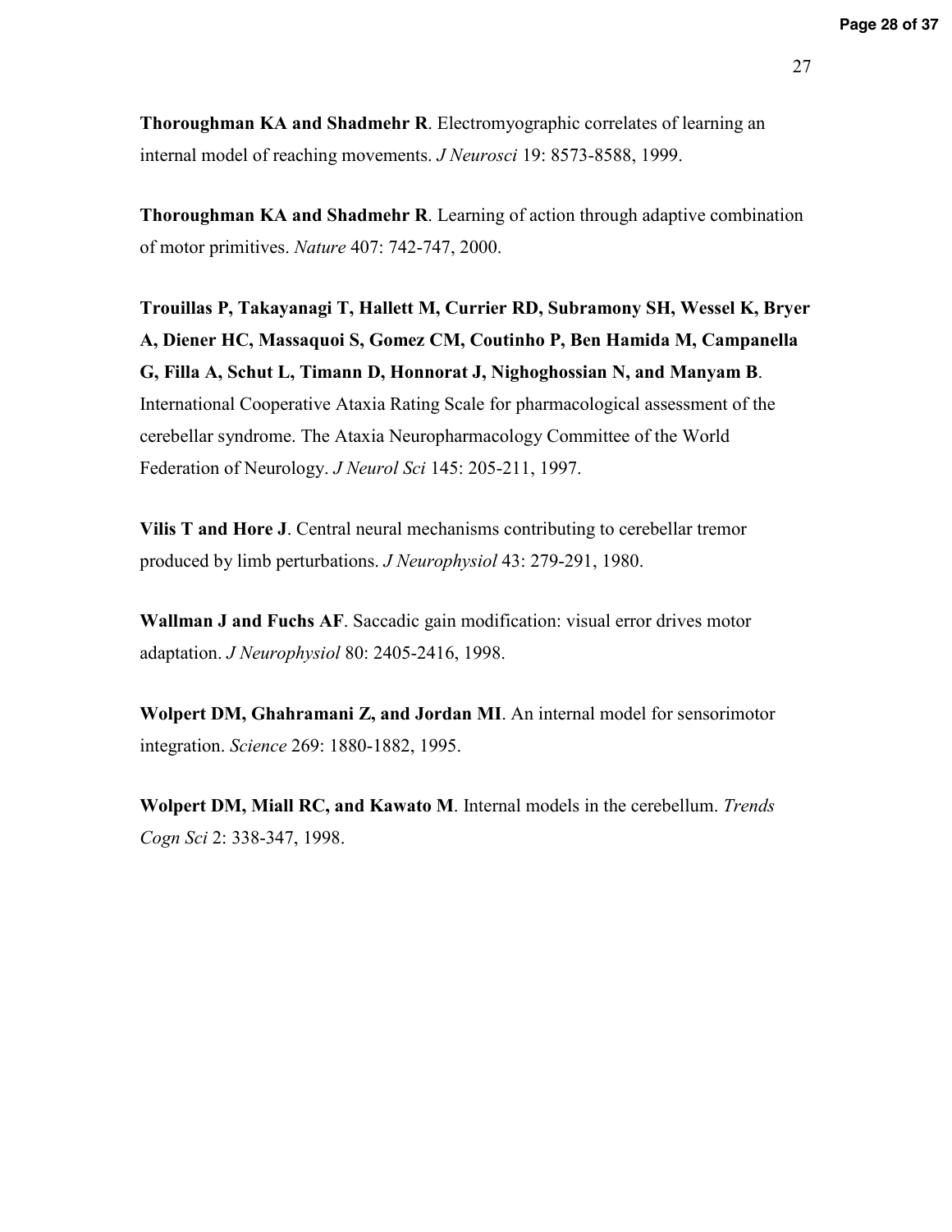**Thoroughman KA and Shadmehr R**. Electromyographic correlates of learning an internal model of reaching movements. *J Neurosci* 19: 8573-8588, 1999.

**Thoroughman KA and Shadmehr R**. Learning of action through adaptive combination of motor primitives. *Nature* 407: 742-747, 2000.

**Trouillas P, Takayanagi T, Hallett M, Currier RD, Subramony SH, Wessel K, Bryer A, Diener HC, Massaquoi S, Gomez CM, Coutinho P, Ben Hamida M, Campanella G, Filla A, Schut L, Timann D, Honnorat J, Nighoghossian N, and Manyam B**. International Cooperative Ataxia Rating Scale for pharmacological assessment of the cerebellar syndrome. The Ataxia Neuropharmacology Committee of the World Federation of Neurology. *J Neurol Sci* 145: 205-211, 1997.

**Vilis T and Hore J**. Central neural mechanisms contributing to cerebellar tremor produced by limb perturbations. *J Neurophysiol* 43: 279-291, 1980.

**Wallman J and Fuchs AF**. Saccadic gain modification: visual error drives motor adaptation. *J Neurophysiol* 80: 2405-2416, 1998.

**Wolpert DM, Ghahramani Z, and Jordan MI**. An internal model for sensorimotor integration. *Science* 269: 1880-1882, 1995.

**Wolpert DM, Miall RC, and Kawato M**. Internal models in the cerebellum. *Trends Cogn Sci* 2: 338-347, 1998.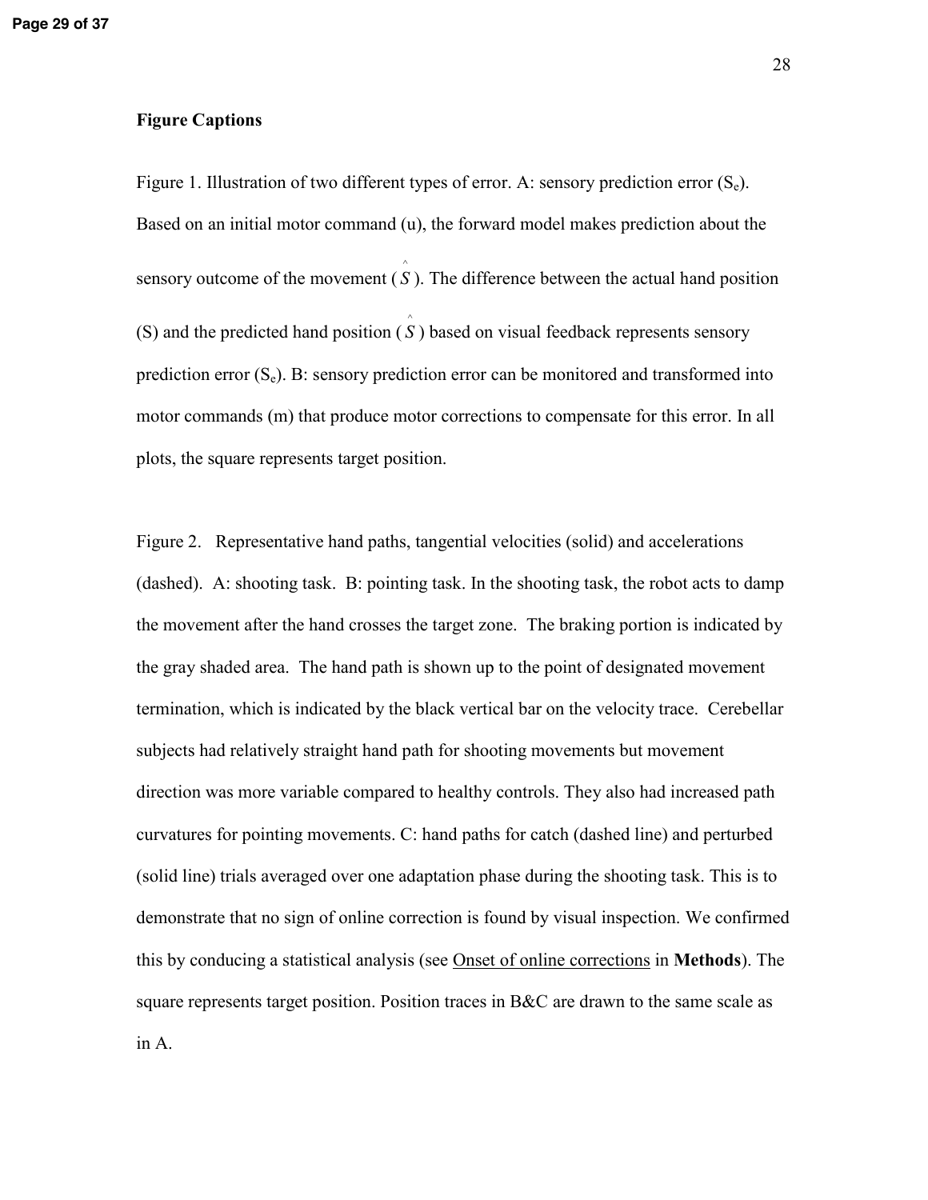**Figure Captions**

Figure 1. Illustration of two different types of error. A: sensory prediction error ($S_e$). Based on an initial motor command (u), the forward model makes prediction about the sensory outcome of the movement ($\hat{S}$). The difference between the actual hand position (S) and the predicted hand position ($\hat{S}$) based on visual feedback represents sensory prediction error ($S_e$). B: sensory prediction error can be monitored and transformed into motor commands (m) that produce motor corrections to compensate for this error. In all plots, the square represents target position.

Figure 2. Representative hand paths, tangential velocities (solid) and accelerations (dashed). A: shooting task. B: pointing task. In the shooting task, the robot acts to damp the movement after the hand crosses the target zone. The braking portion is indicated by the gray shaded area. The hand path is shown up to the point of designated movement termination, which is indicated by the black vertical bar on the velocity trace. Cerebellar subjects had relatively straight hand path for shooting movements but movement direction was more variable compared to healthy controls. They also had increased path curvatures for pointing movements. C: hand paths for catch (dashed line) and perturbed (solid line) trials averaged over one adaptation phase during the shooting task. This is to demonstrate that no sign of online correction is found by visual inspection. We confirmed this by conducing a statistical analysis (see Onset of online corrections in **Methods**). The square represents target position. Position traces in B&C are drawn to the same scale as in A.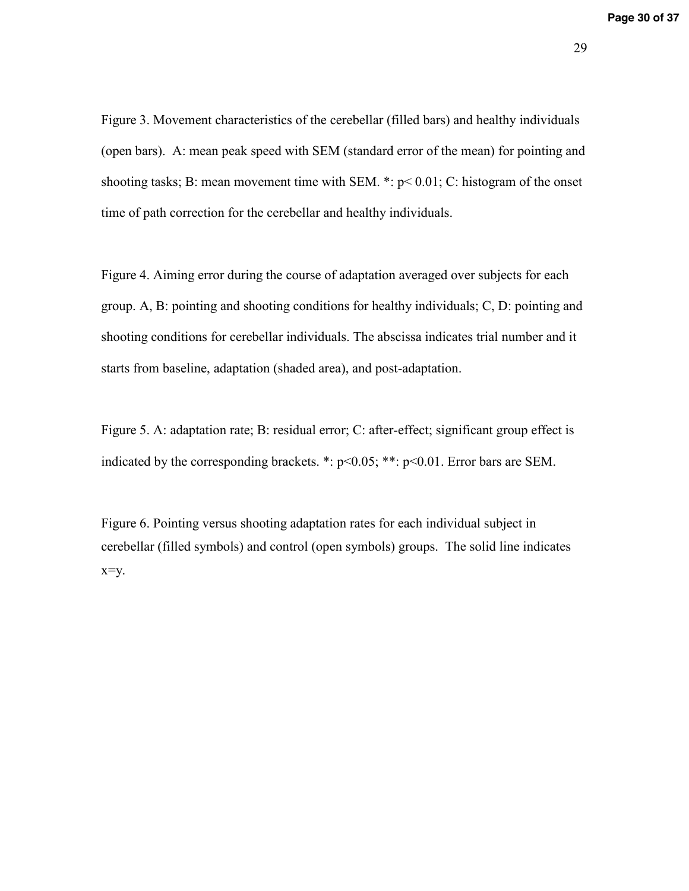Figure 3. Movement characteristics of the cerebellar (filled bars) and healthy individuals (open bars). A: mean peak speed with SEM (standard error of the mean) for pointing and shooting tasks; B: mean movement time with SEM. *: $p < 0.01$; C: histogram of the onset time of path correction for the cerebellar and healthy individuals.

Figure 4. Aiming error during the course of adaptation averaged over subjects for each group. A, B: pointing and shooting conditions for healthy individuals; C, D: pointing and shooting conditions for cerebellar individuals. The abscissa indicates trial number and it starts from baseline, adaptation (shaded area), and post-adaptation.

Figure 5. A: adaptation rate; B: residual error; C: after-effect; significant group effect is indicated by the corresponding brackets. *: $p<0.05$; **: $p<0.01$. Error bars are SEM.

Figure 6. Pointing versus shooting adaptation rates for each individual subject in cerebellar (filled symbols) and control (open symbols) groups. The solid line indicates $x=y$.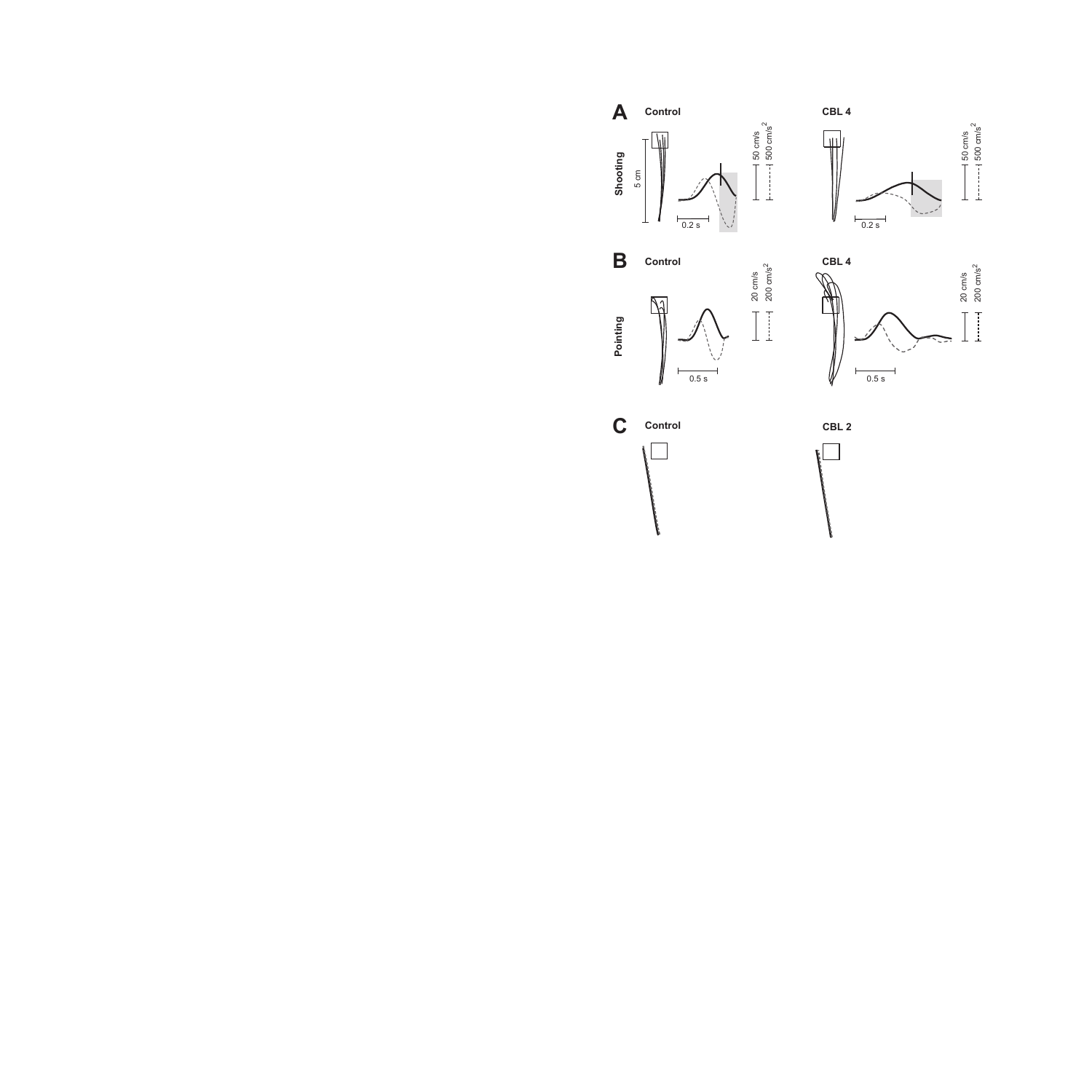**A** Control | CBL 4

Shooting

5 cm

0.2 s

50 cm/s

500 cm/s$^2$

**B** Control | CBL 4

Pointing

0.5 s

20 cm/s

200 cm/s$^2$

**C** Control | CBL 2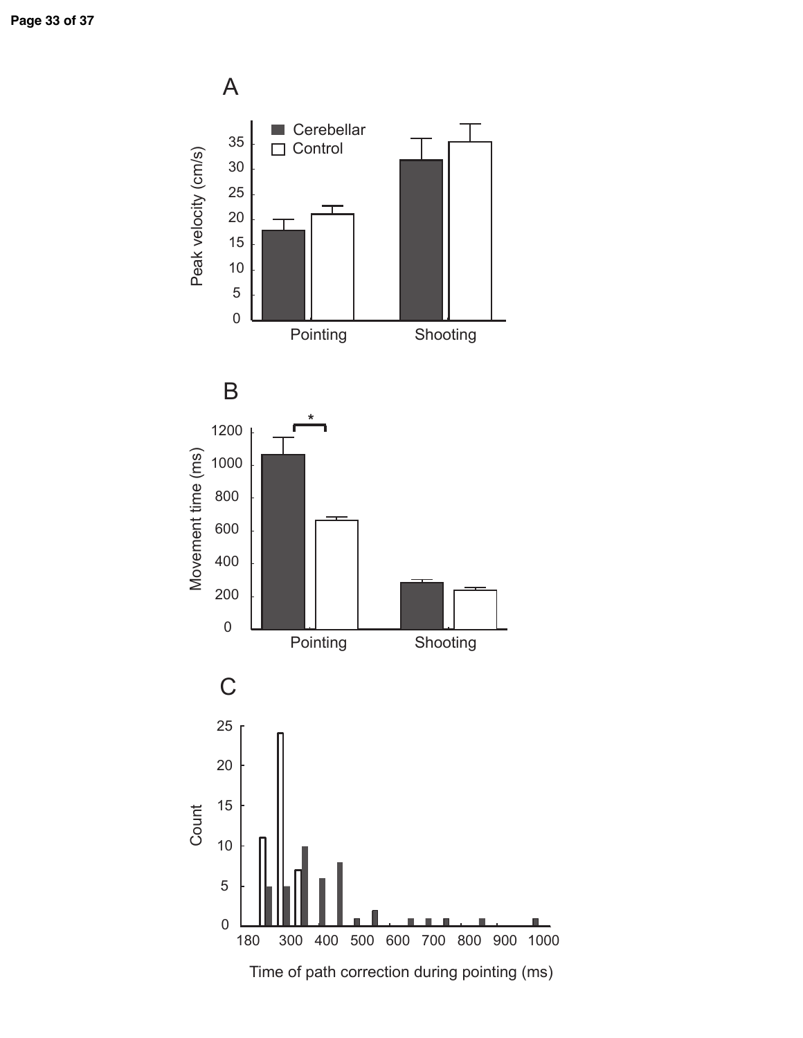A

Cerebellar
Control

Peak velocity (cm/s)

35
30
25
20
15
10
5
0

Pointing Shooting

B

*

Movement time (ms)

1200
1000
800
600
400
200
0

Pointing Shooting

C

Count

25
20
15
10
5
0

180 300 400 500 600 700 800 900 1000

Time of path correction during pointing (ms)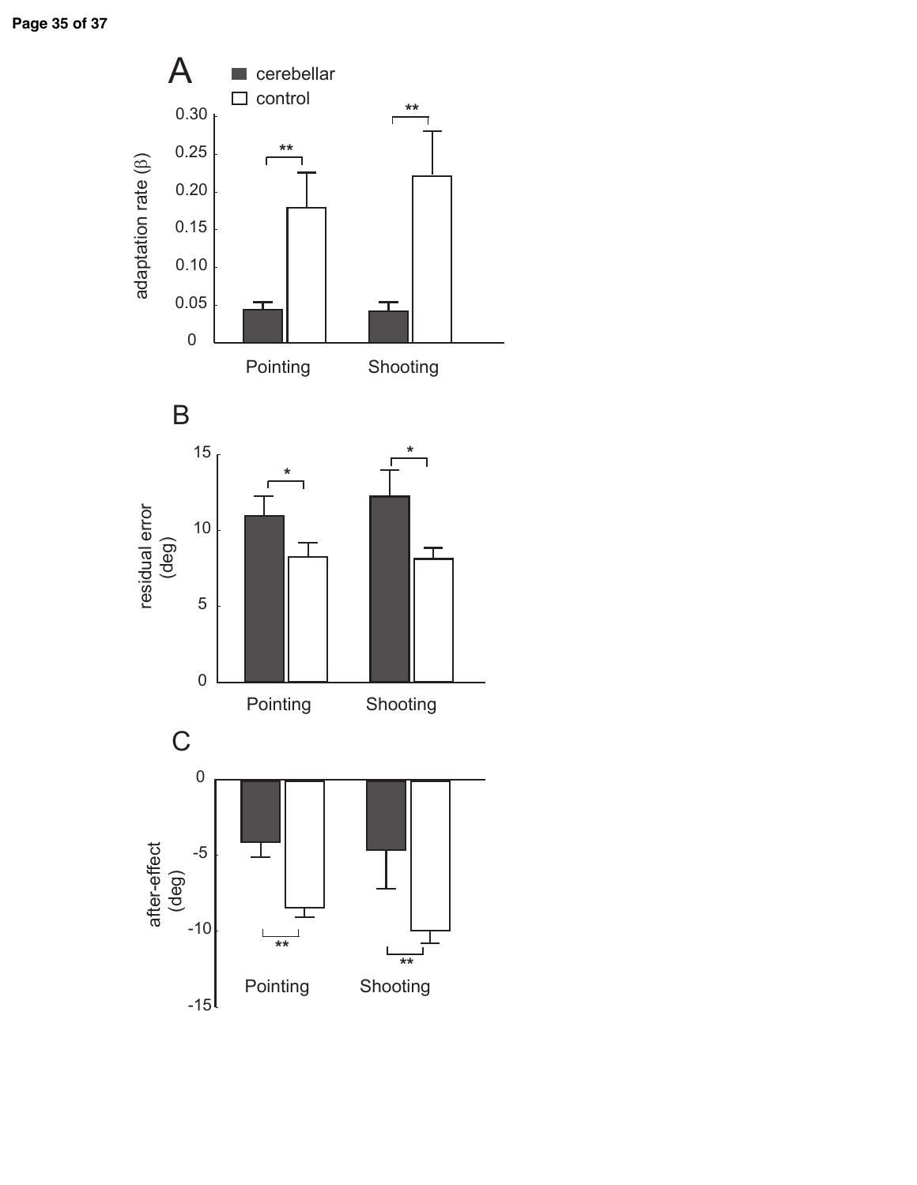A

■ cerebellar
□ control

adaptation rate (β)

Pointing Shooting

B

residual error (deg)

Pointing Shooting

C

after-effect (deg)

Pointing Shooting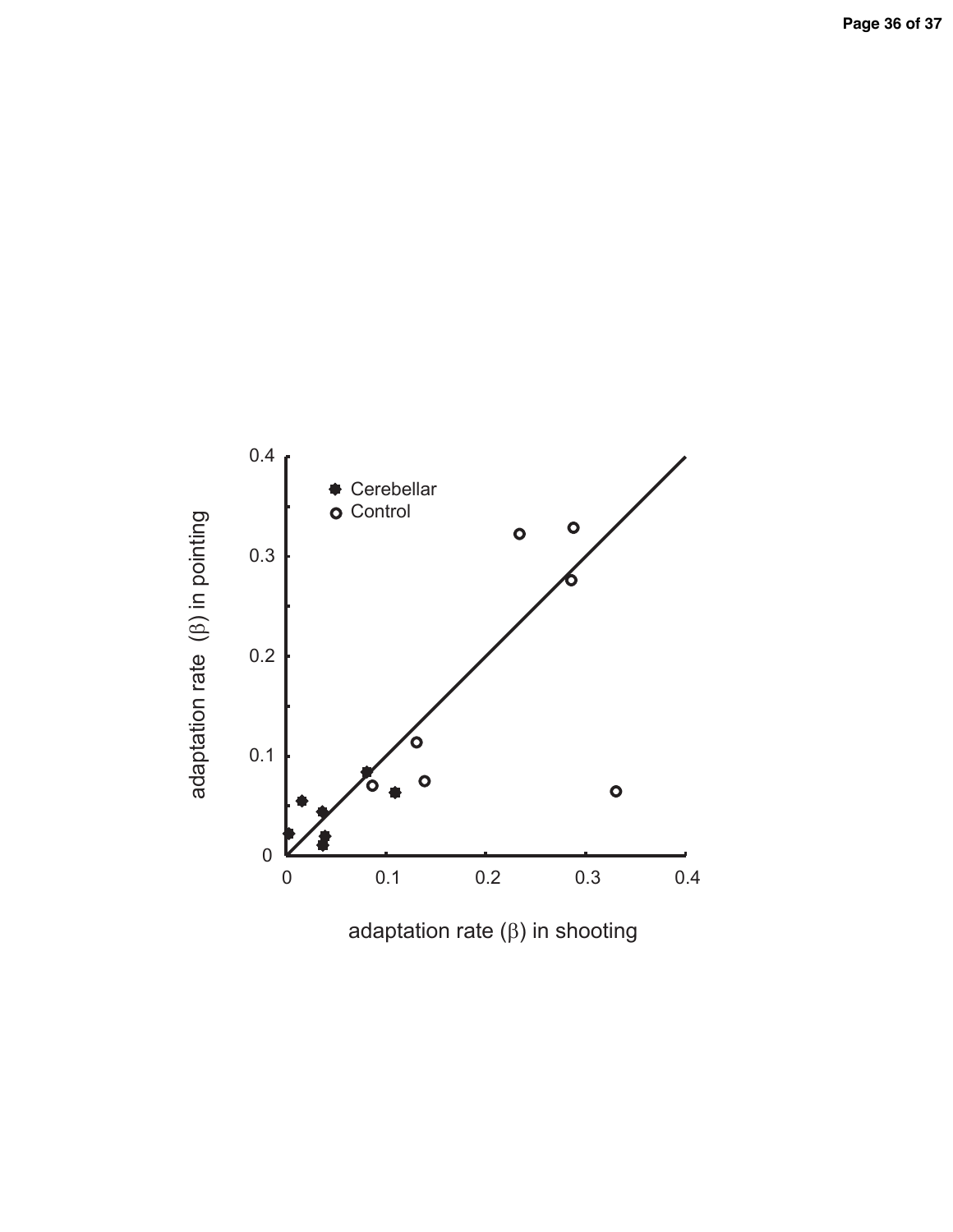Cerebellar

Control

adaptation rate (β) in pointing

adaptation rate (β) in shooting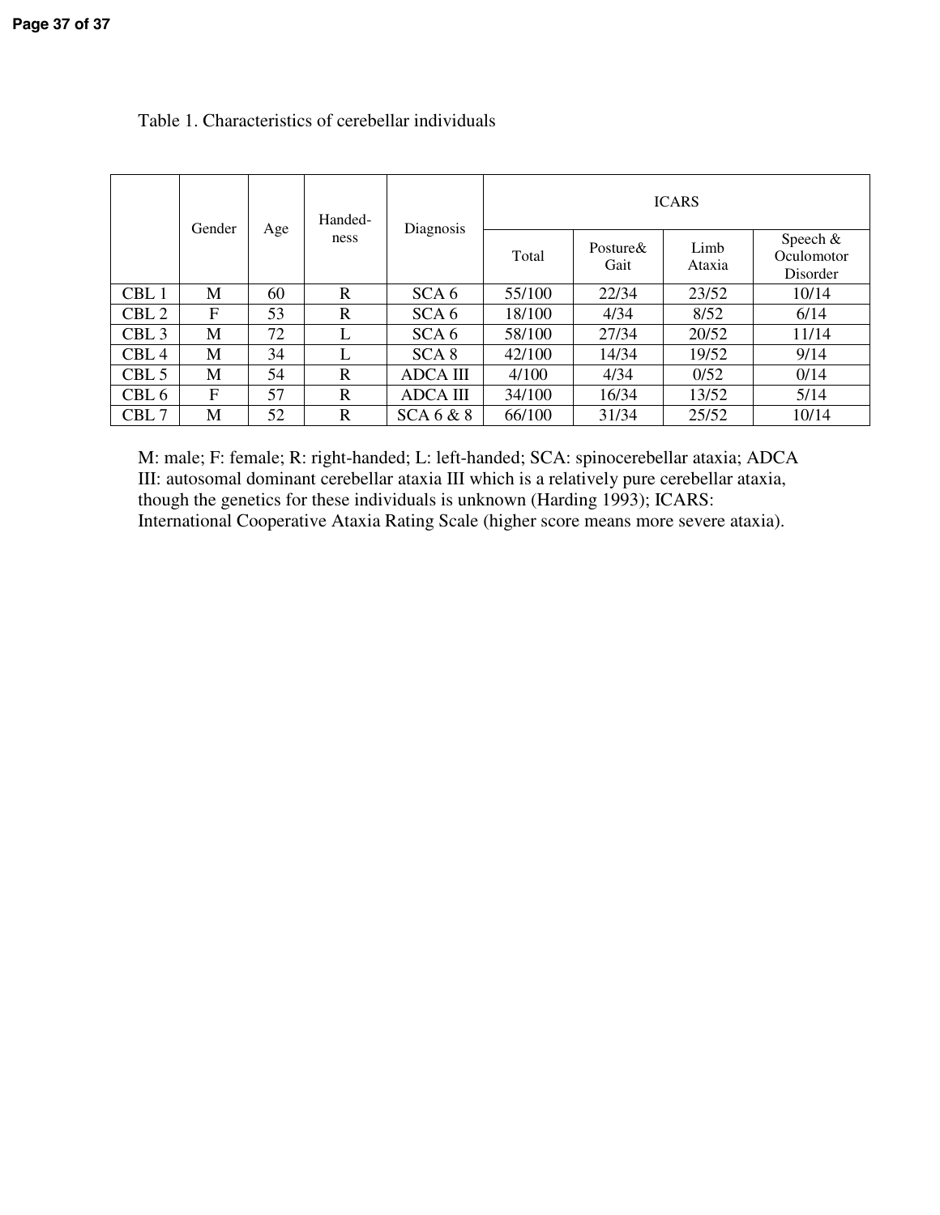Table 1. Characteristics of cerebellar individuals

| | Gender | Age | Handed-ness | Diagnosis | ICARS | | | |
|---|---|---|---|---|---|---|---|---|
| | | | | | Total | Posture& Gait | Limb Ataxia | Speech & Oculomotor Disorder |
| CBL 1 | M | 60 | R | SCA 6 | 55/100 | 22/34 | 23/52 | 10/14 |
| CBL 2 | F | 53 | R | SCA 6 | 18/100 | 4/34 | 8/52 | 6/14 |
| CBL 3 | M | 72 | L | SCA 6 | 58/100 | 27/34 | 20/52 | 11/14 |
| CBL 4 | M | 34 | L | SCA 8 | 42/100 | 14/34 | 19/52 | 9/14 |
| CBL 5 | M | 54 | R | ADCA III | 4/100 | 4/34 | 0/52 | 0/14 |
| CBL 6 | F | 57 | R | ADCA III | 34/100 | 16/34 | 13/52 | 5/14 |
| CBL 7 | M | 52 | R | SCA 6 & 8 | 66/100 | 31/34 | 25/52 | 10/14 |

M: male; F: female; R: right-handed; L: left-handed; SCA: spinocerebellar ataxia; ADCA III: autosomal dominant cerebellar ataxia III which is a relatively pure cerebellar ataxia, though the genetics for these individuals is unknown (Harding 1993); ICARS: International Cooperative Ataxia Rating Scale (higher score means more severe ataxia).